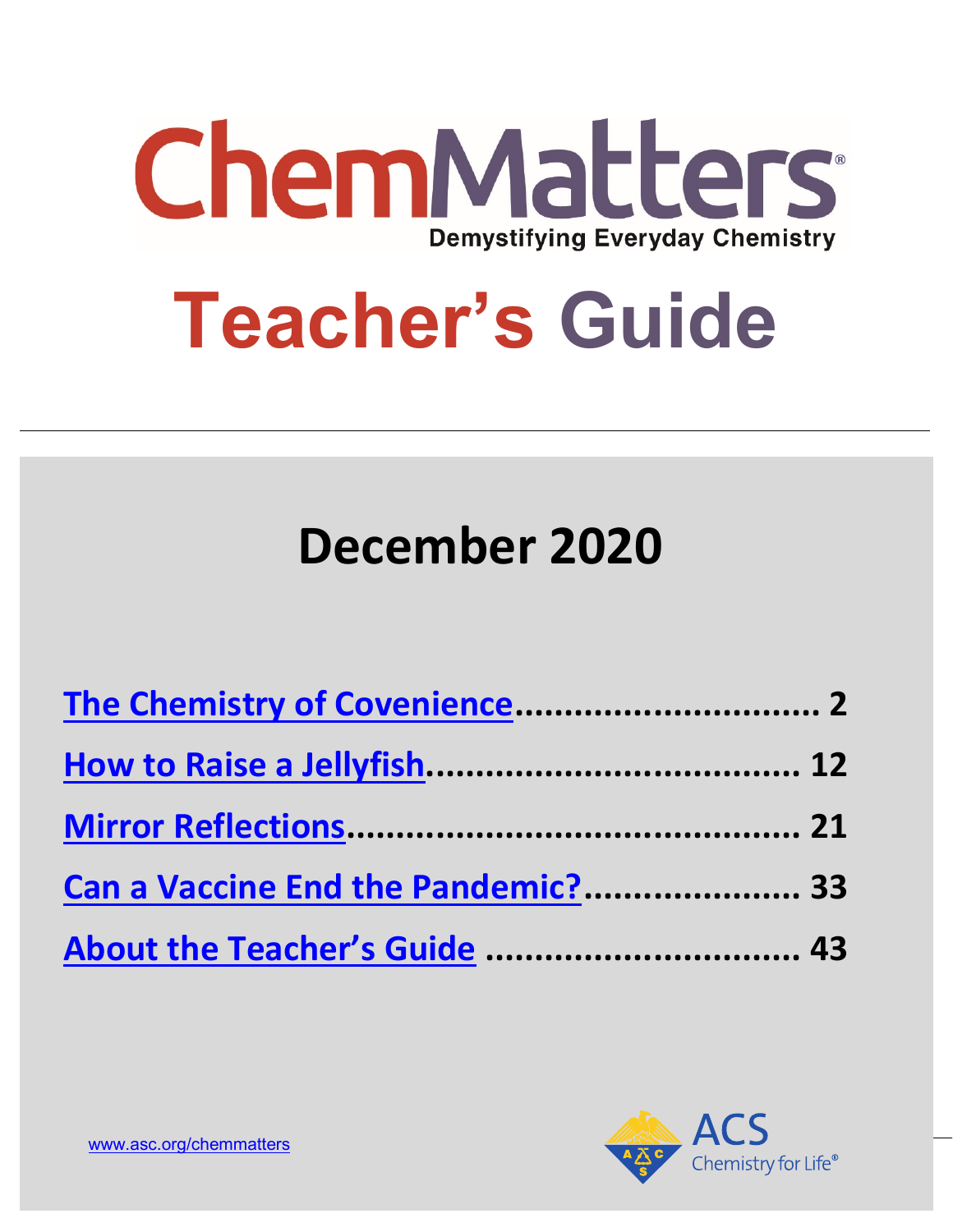# ChemMatters

Demystifying Everyday Chemistry

# Teacher's Guide

## December 2020

- The Chemistry of Covenience ................................ 2
- How to Raise a Jellyfish ...................................... 12
- Mirror Reflections ............................................. 21
- Can a Vaccine End the Pandemic? ...................... 33
- About the Teacher's Guide ................................. 43

www.asc.org/chemmatters

ACS Chemistry for Life®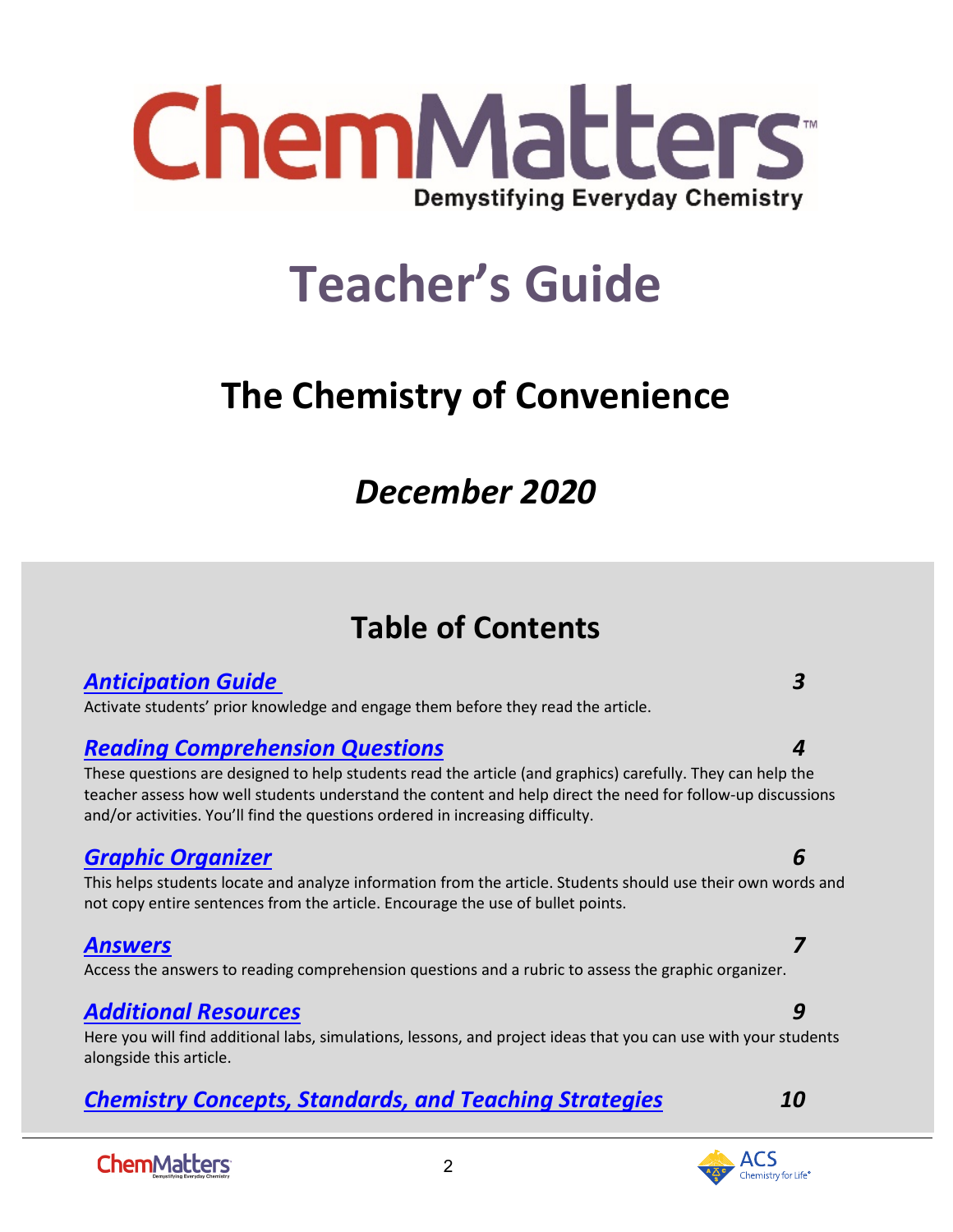# ChemMatters

Demystifying Everyday Chemistry

# Teacher's Guide

## The Chemistry of Convenience

## *December 2020*

## Table of Contents

### *Anticipation Guide* — *3*

Activate students' prior knowledge and engage them before they read the article.

### *Reading Comprehension Questions* — *4*

These questions are designed to help students read the article (and graphics) carefully. They can help the teacher assess how well students understand the content and help direct the need for follow-up discussions and/or activities. You'll find the questions ordered in increasing difficulty.

### *Graphic Organizer* — *6*

This helps students locate and analyze information from the article. Students should use their own words and not copy entire sentences from the article. Encourage the use of bullet points.

### *Answers* — *7*

Access the answers to reading comprehension questions and a rubric to assess the graphic organizer.

### *Additional Resources* — *9*

Here you will find additional labs, simulations, lessons, and project ideas that you can use with your students alongside this article.

### *Chemistry Concepts, Standards, and Teaching Strategies* — *10*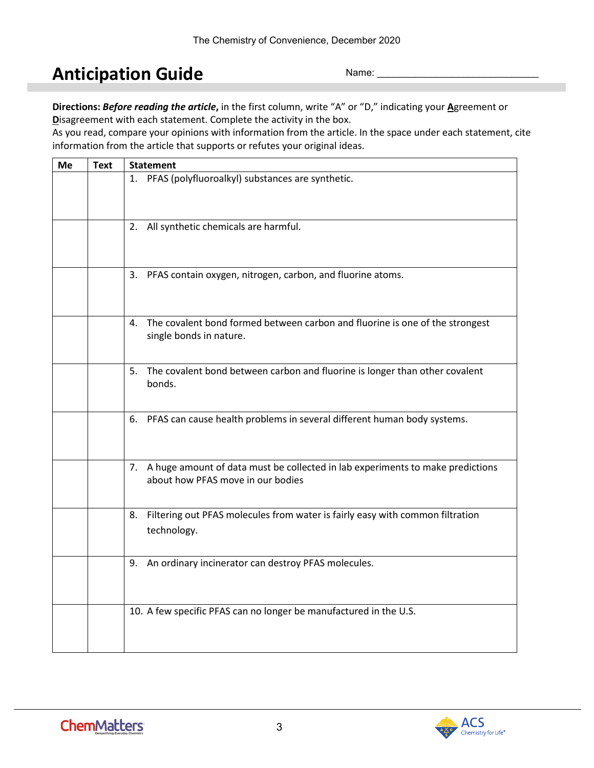# Anticipation Guide

Name: ______________________________

**Directions:** ***Before reading the article***, in the first column, write "A" or "D," indicating your **A**greement or **D**isagreement with each statement. Complete the activity in the box.
As you read, compare your opinions with information from the article. In the space under each statement, cite information from the article that supports or refutes your original ideas.

| Me | Text | Statement |
|---|---|---|
| | | 1. PFAS (polyfluoroalkyl) substances are synthetic. |
| | | 2. All synthetic chemicals are harmful. |
| | | 3. PFAS contain oxygen, nitrogen, carbon, and fluorine atoms. |
| | | 4. The covalent bond formed between carbon and fluorine is one of the strongest single bonds in nature. |
| | | 5. The covalent bond between carbon and fluorine is longer than other covalent bonds. |
| | | 6. PFAS can cause health problems in several different human body systems. |
| | | 7. A huge amount of data must be collected in lab experiments to make predictions about how PFAS move in our bodies |
| | | 8. Filtering out PFAS molecules from water is fairly easy with common filtration technology. |
| | | 9. An ordinary incinerator can destroy PFAS molecules. |
| | | 10. A few specific PFAS can no longer be manufactured in the U.S. |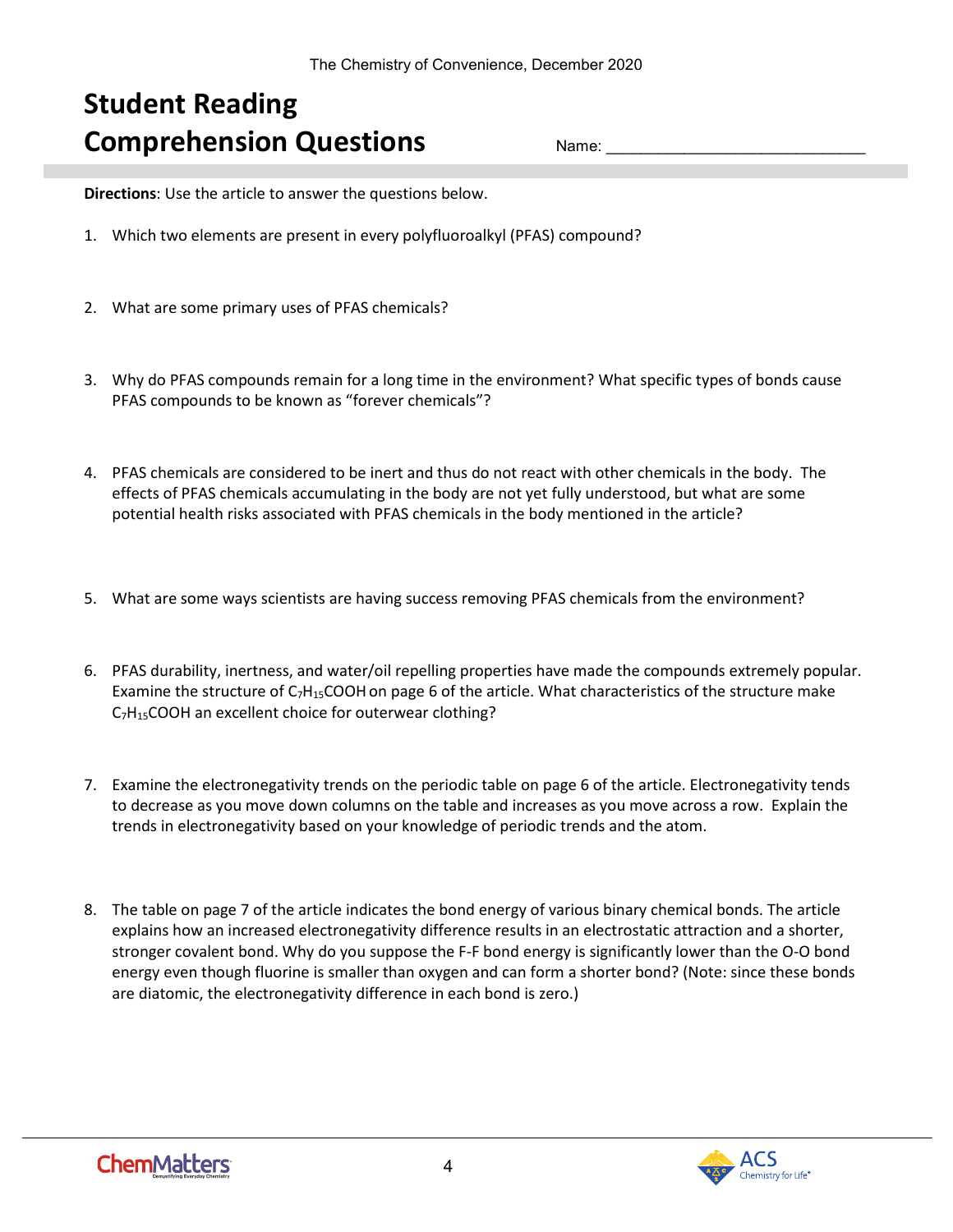# Student Reading Comprehension Questions

Name: ______________________________

**Directions**: Use the article to answer the questions below.

1. Which two elements are present in every polyfluoroalkyl (PFAS) compound?

2. What are some primary uses of PFAS chemicals?

3. Why do PFAS compounds remain for a long time in the environment? What specific types of bonds cause PFAS compounds to be known as "forever chemicals"?

4. PFAS chemicals are considered to be inert and thus do not react with other chemicals in the body. The effects of PFAS chemicals accumulating in the body are not yet fully understood, but what are some potential health risks associated with PFAS chemicals in the body mentioned in the article?

5. What are some ways scientists are having success removing PFAS chemicals from the environment?

6. PFAS durability, inertness, and water/oil repelling properties have made the compounds extremely popular. Examine the structure of $C_7H_{15}COOH$ on page 6 of the article. What characteristics of the structure make $C_7H_{15}COOH$ an excellent choice for outerwear clothing?

7. Examine the electronegativity trends on the periodic table on page 6 of the article. Electronegativity tends to decrease as you move down columns on the table and increases as you move across a row. Explain the trends in electronegativity based on your knowledge of periodic trends and the atom.

8. The table on page 7 of the article indicates the bond energy of various binary chemical bonds. The article explains how an increased electronegativity difference results in an electrostatic attraction and a shorter, stronger covalent bond. Why do you suppose the F-F bond energy is significantly lower than the O-O bond energy even though fluorine is smaller than oxygen and can form a shorter bond? (Note: since these bonds are diatomic, the electronegativity difference in each bond is zero.)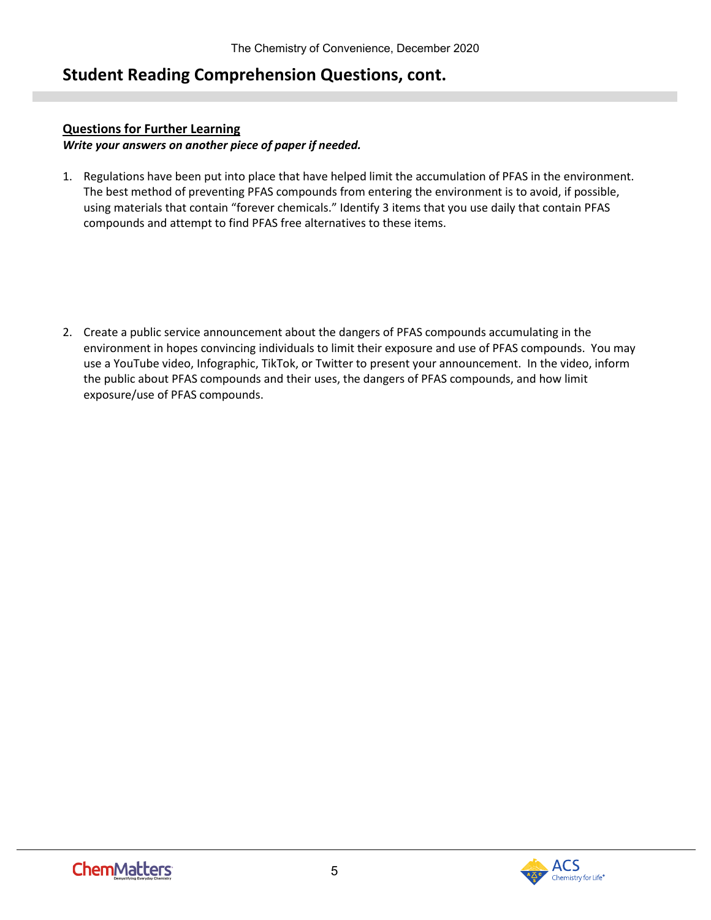## Student Reading Comprehension Questions, cont.

**Questions for Further Learning**

***Write your answers on another piece of paper if needed.***

1. Regulations have been put into place that have helped limit the accumulation of PFAS in the environment. The best method of preventing PFAS compounds from entering the environment is to avoid, if possible, using materials that contain "forever chemicals." Identify 3 items that you use daily that contain PFAS compounds and attempt to find PFAS free alternatives to these items.

2. Create a public service announcement about the dangers of PFAS compounds accumulating in the environment in hopes convincing individuals to limit their exposure and use of PFAS compounds. You may use a YouTube video, Infographic, TikTok, or Twitter to present your announcement. In the video, inform the public about PFAS compounds and their uses, the dangers of PFAS compounds, and how limit exposure/use of PFAS compounds.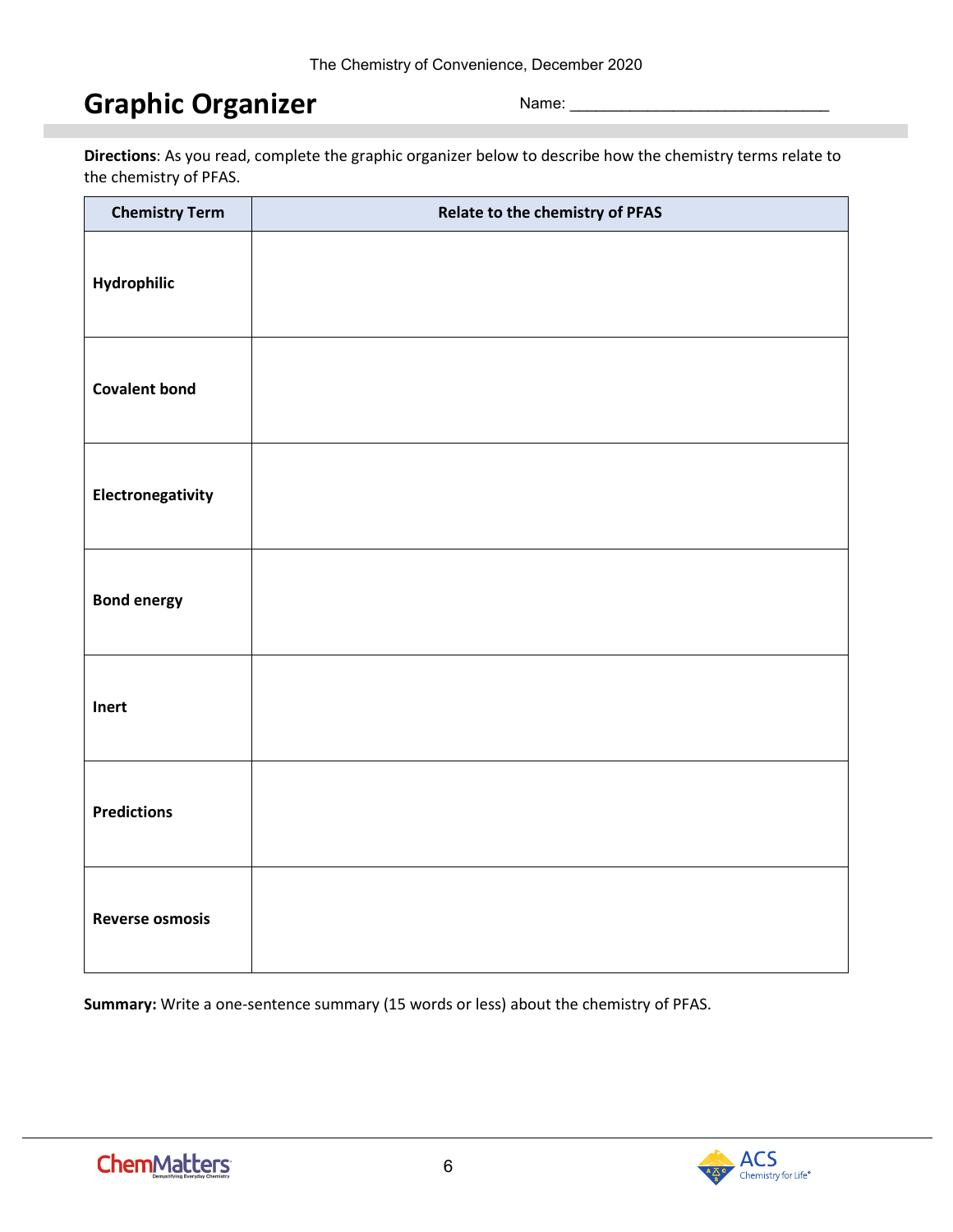# Graphic Organizer

Name: ______________________________

**Directions**: As you read, complete the graphic organizer below to describe how the chemistry terms relate to the chemistry of PFAS.

| Chemistry Term | Relate to the chemistry of PFAS |
|---|---|
| **Hydrophilic** | |
| **Covalent bond** | |
| **Electronegativity** | |
| **Bond energy** | |
| **Inert** | |
| **Predictions** | |
| **Reverse osmosis** | |

**Summary:** Write a one-sentence summary (15 words or less) about the chemistry of PFAS.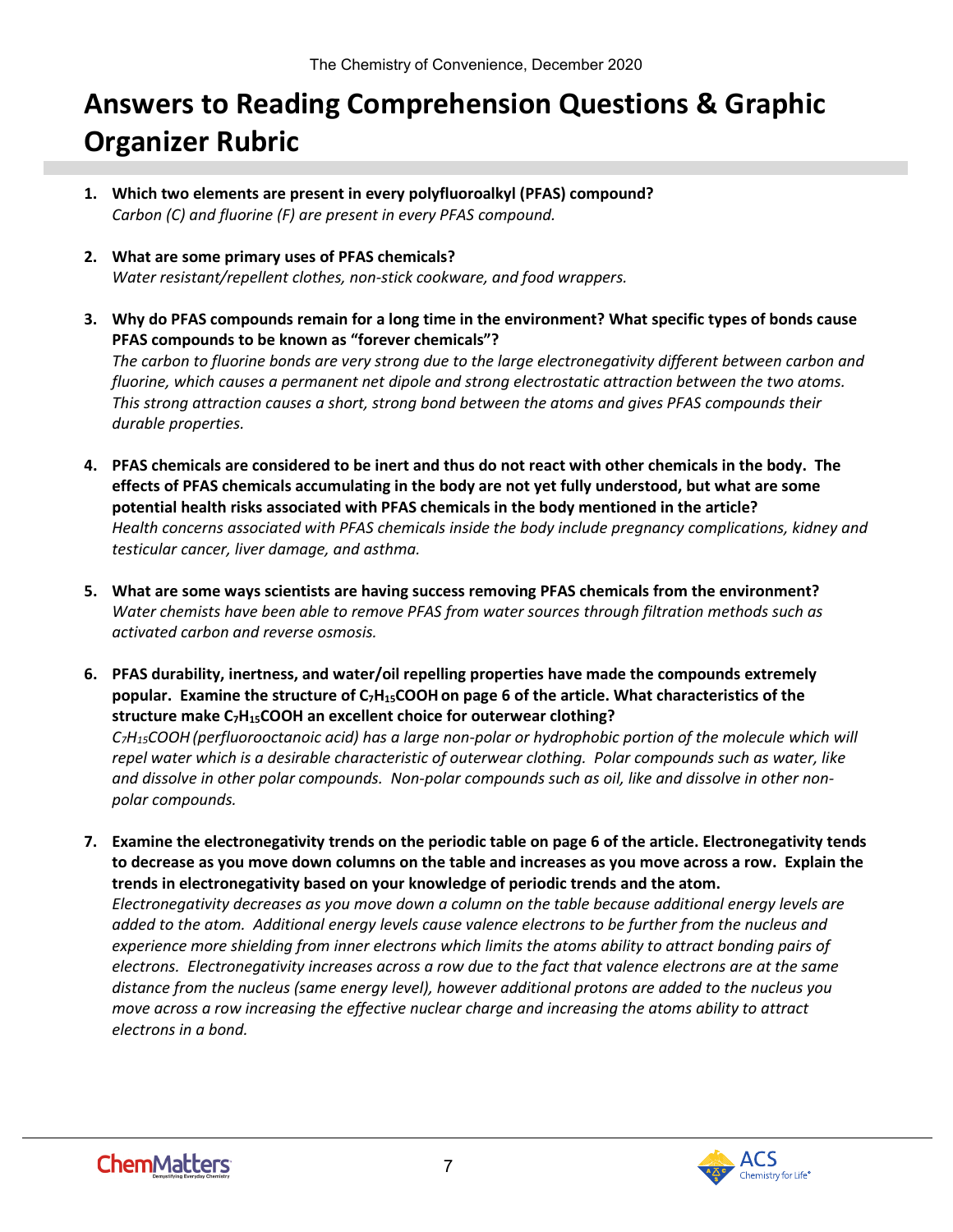# Answers to Reading Comprehension Questions & Graphic Organizer Rubric

1. **Which two elements are present in every polyfluoroalkyl (PFAS) compound?**
*Carbon (C) and fluorine (F) are present in every PFAS compound.*

2. **What are some primary uses of PFAS chemicals?**
*Water resistant/repellent clothes, non-stick cookware, and food wrappers.*

3. **Why do PFAS compounds remain for a long time in the environment? What specific types of bonds cause PFAS compounds to be known as "forever chemicals"?**
*The carbon to fluorine bonds are very strong due to the large electronegativity different between carbon and fluorine, which causes a permanent net dipole and strong electrostatic attraction between the two atoms. This strong attraction causes a short, strong bond between the atoms and gives PFAS compounds their durable properties.*

4. **PFAS chemicals are considered to be inert and thus do not react with other chemicals in the body. The effects of PFAS chemicals accumulating in the body are not yet fully understood, but what are some potential health risks associated with PFAS chemicals in the body mentioned in the article?**
*Health concerns associated with PFAS chemicals inside the body include pregnancy complications, kidney and testicular cancer, liver damage, and asthma.*

5. **What are some ways scientists are having success removing PFAS chemicals from the environment?**
*Water chemists have been able to remove PFAS from water sources through filtration methods such as activated carbon and reverse osmosis.*

6. **PFAS durability, inertness, and water/oil repelling properties have made the compounds extremely popular. Examine the structure of $C_7H_{15}COOH$ on page 6 of the article. What characteristics of the structure make $C_7H_{15}COOH$ an excellent choice for outerwear clothing?**
*$C_7H_{15}COOH$ (perfluorooctanoic acid) has a large non-polar or hydrophobic portion of the molecule which will repel water which is a desirable characteristic of outerwear clothing. Polar compounds such as water, like and dissolve in other polar compounds. Non-polar compounds such as oil, like and dissolve in other non-polar compounds.*

7. **Examine the electronegativity trends on the periodic table on page 6 of the article. Electronegativity tends to decrease as you move down columns on the table and increases as you move across a row. Explain the trends in electronegativity based on your knowledge of periodic trends and the atom.**
*Electronegativity decreases as you move down a column on the table because additional energy levels are added to the atom. Additional energy levels cause valence electrons to be further from the nucleus and experience more shielding from inner electrons which limits the atoms ability to attract bonding pairs of electrons. Electronegativity increases across a row due to the fact that valence electrons are at the same distance from the nucleus (same energy level), however additional protons are added to the nucleus you move across a row increasing the effective nuclear charge and increasing the atoms ability to attract electrons in a bond.*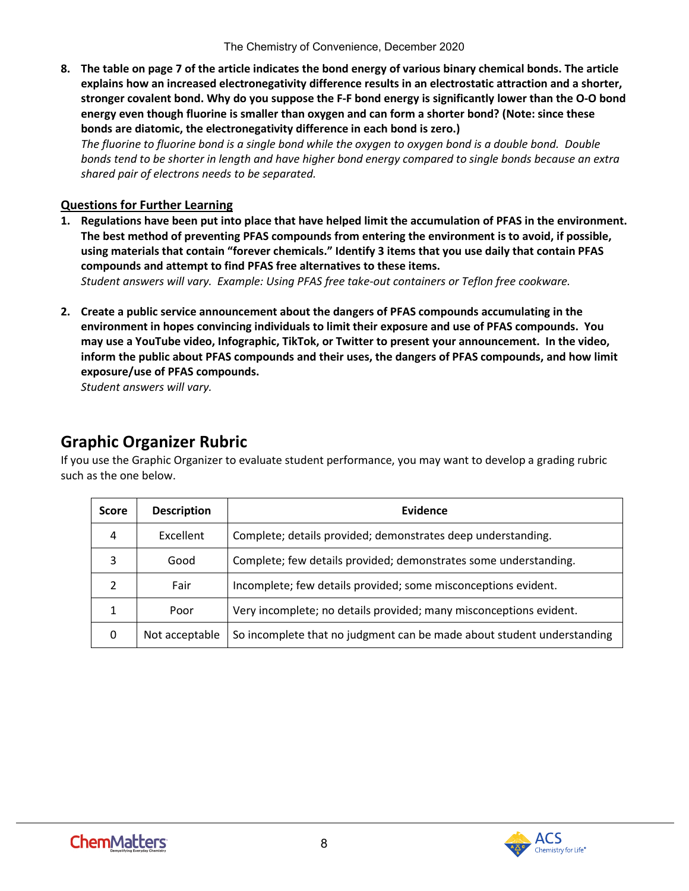8. **The table on page 7 of the article indicates the bond energy of various binary chemical bonds. The article explains how an increased electronegativity difference results in an electrostatic attraction and a shorter, stronger covalent bond. Why do you suppose the F-F bond energy is significantly lower than the O-O bond energy even though fluorine is smaller than oxygen and can form a shorter bond? (Note: since these bonds are diatomic, the electronegativity difference in each bond is zero.)**
   *The fluorine to fluorine bond is a single bond while the oxygen to oxygen bond is a double bond. Double bonds tend to be shorter in length and have higher bond energy compared to single bonds because an extra shared pair of electrons needs to be separated.*

## Questions for Further Learning

1. **Regulations have been put into place that have helped limit the accumulation of PFAS in the environment. The best method of preventing PFAS compounds from entering the environment is to avoid, if possible, using materials that contain "forever chemicals." Identify 3 items that you use daily that contain PFAS compounds and attempt to find PFAS free alternatives to these items.**
   *Student answers will vary. Example: Using PFAS free take-out containers or Teflon free cookware.*

2. **Create a public service announcement about the dangers of PFAS compounds accumulating in the environment in hopes convincing individuals to limit their exposure and use of PFAS compounds. You may use a YouTube video, Infographic, TikTok, or Twitter to present your announcement. In the video, inform the public about PFAS compounds and their uses, the dangers of PFAS compounds, and how limit exposure/use of PFAS compounds.**
   *Student answers will vary.*

## Graphic Organizer Rubric

If you use the Graphic Organizer to evaluate student performance, you may want to develop a grading rubric such as the one below.

| Score | Description | Evidence |
|---|---|---|
| 4 | Excellent | Complete; details provided; demonstrates deep understanding. |
| 3 | Good | Complete; few details provided; demonstrates some understanding. |
| 2 | Fair | Incomplete; few details provided; some misconceptions evident. |
| 1 | Poor | Very incomplete; no details provided; many misconceptions evident. |
| 0 | Not acceptable | So incomplete that no judgment can be made about student understanding |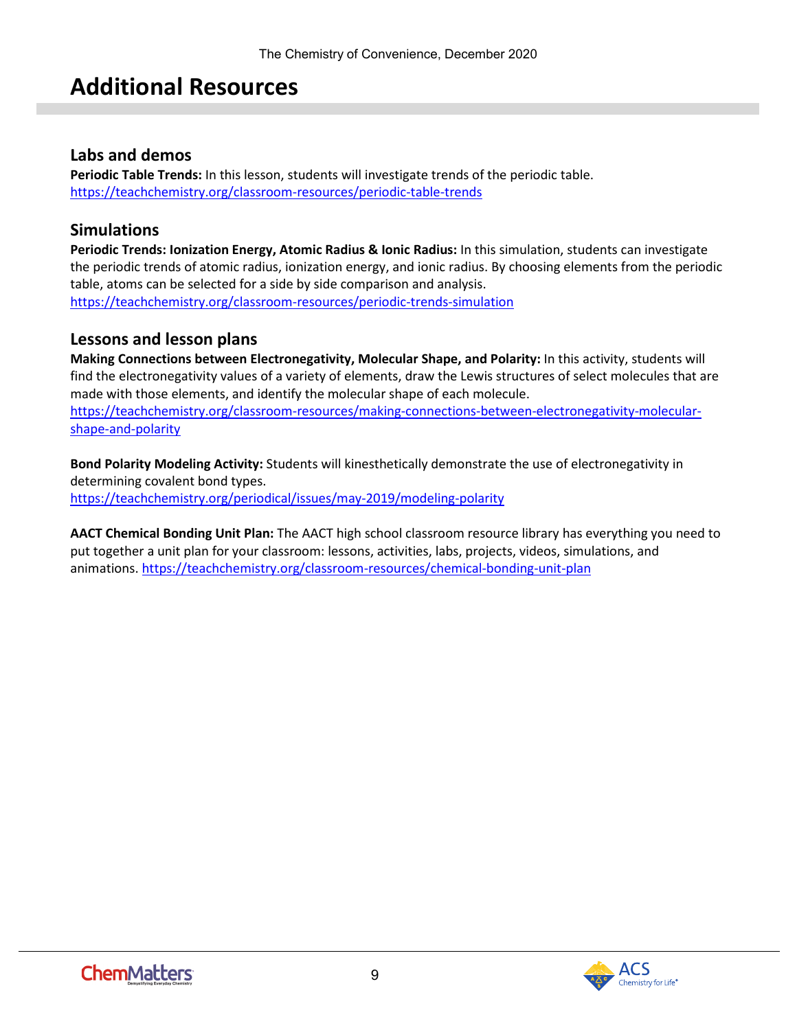# Additional Resources

## Labs and demos

**Periodic Table Trends:** In this lesson, students will investigate trends of the periodic table.
https://teachchemistry.org/classroom-resources/periodic-table-trends

## Simulations

**Periodic Trends: Ionization Energy, Atomic Radius & Ionic Radius:** In this simulation, students can investigate the periodic trends of atomic radius, ionization energy, and ionic radius. By choosing elements from the periodic table, atoms can be selected for a side by side comparison and analysis.
https://teachchemistry.org/classroom-resources/periodic-trends-simulation

## Lessons and lesson plans

**Making Connections between Electronegativity, Molecular Shape, and Polarity:** In this activity, students will find the electronegativity values of a variety of elements, draw the Lewis structures of select molecules that are made with those elements, and identify the molecular shape of each molecule.
https://teachchemistry.org/classroom-resources/making-connections-between-electronegativity-molecular-shape-and-polarity

**Bond Polarity Modeling Activity:** Students will kinesthetically demonstrate the use of electronegativity in determining covalent bond types.
https://teachchemistry.org/periodical/issues/may-2019/modeling-polarity

**AACT Chemical Bonding Unit Plan:** The AACT high school classroom resource library has everything you need to put together a unit plan for your classroom: lessons, activities, labs, projects, videos, simulations, and animations. https://teachchemistry.org/classroom-resources/chemical-bonding-unit-plan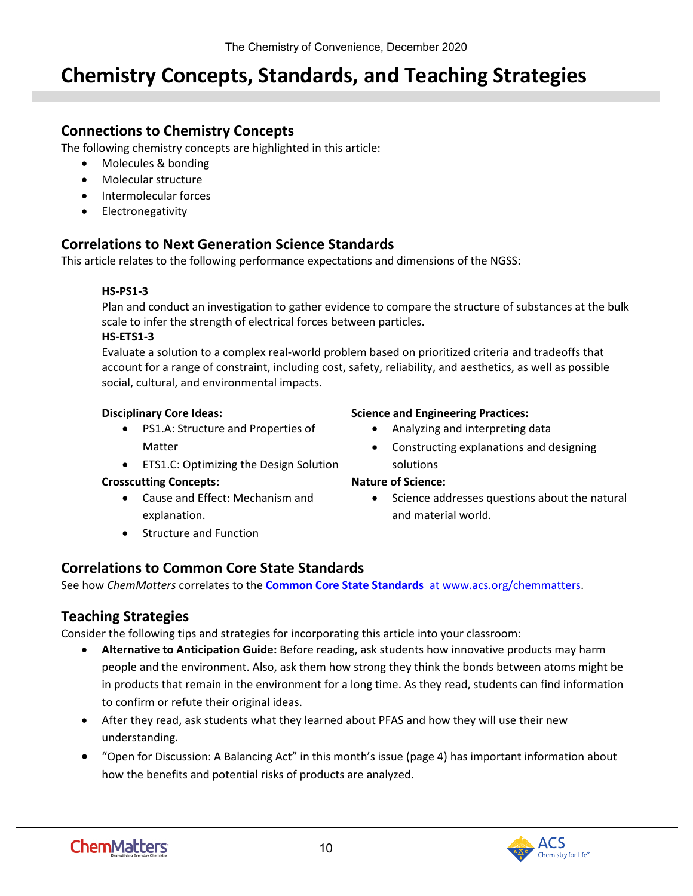# Chemistry Concepts, Standards, and Teaching Strategies

## Connections to Chemistry Concepts

The following chemistry concepts are highlighted in this article:

- Molecules & bonding
- Molecular structure
- Intermolecular forces
- Electronegativity

## Correlations to Next Generation Science Standards

This article relates to the following performance expectations and dimensions of the NGSS:

**HS-PS1-3**
Plan and conduct an investigation to gather evidence to compare the structure of substances at the bulk scale to infer the strength of electrical forces between particles.

**HS-ETS1-3**
Evaluate a solution to a complex real-world problem based on prioritized criteria and tradeoffs that account for a range of constraint, including cost, safety, reliability, and aesthetics, as well as possible social, cultural, and environmental impacts.

**Disciplinary Core Ideas:**

- PS1.A: Structure and Properties of Matter
- ETS1.C: Optimizing the Design Solution

**Crosscutting Concepts:**

- Cause and Effect: Mechanism and explanation.
- Structure and Function

**Science and Engineering Practices:**

- Analyzing and interpreting data
- Constructing explanations and designing solutions

**Nature of Science:**

- Science addresses questions about the natural and material world.

## Correlations to Common Core State Standards

See how *ChemMatters* correlates to the **Common Core State Standards** at www.acs.org/chemmatters.

## Teaching Strategies

Consider the following tips and strategies for incorporating this article into your classroom:

- **Alternative to Anticipation Guide:** Before reading, ask students how innovative products may harm people and the environment. Also, ask them how strong they think the bonds between atoms might be in products that remain in the environment for a long time. As they read, students can find information to confirm or refute their original ideas.
- After they read, ask students what they learned about PFAS and how they will use their new understanding.
- "Open for Discussion: A Balancing Act" in this month's issue (page 4) has important information about how the benefits and potential risks of products are analyzed.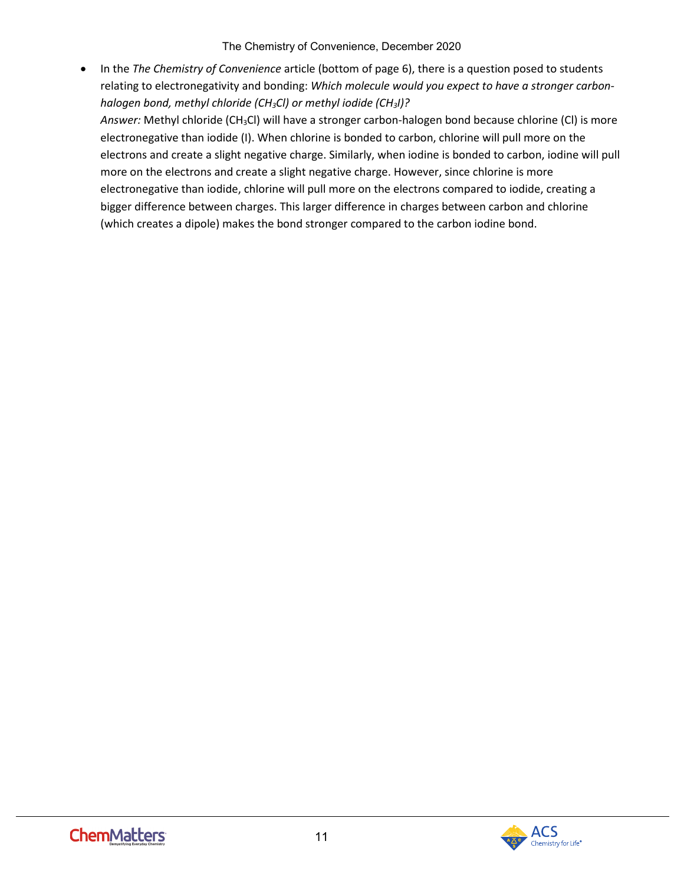- In the *The Chemistry of Convenience* article (bottom of page 6), there is a question posed to students relating to electronegativity and bonding: *Which molecule would you expect to have a stronger carbon-halogen bond, methyl chloride ($CH_3Cl$) or methyl iodide ($CH_3I$)?*
  *Answer:* Methyl chloride ($CH_3Cl$) will have a stronger carbon-halogen bond because chlorine (Cl) is more electronegative than iodide (I). When chlorine is bonded to carbon, chlorine will pull more on the electrons and create a slight negative charge. Similarly, when iodine is bonded to carbon, iodine will pull more on the electrons and create a slight negative charge. However, since chlorine is more electronegative than iodide, chlorine will pull more on the electrons compared to iodide, creating a bigger difference between charges. This larger difference in charges between carbon and chlorine (which creates a dipole) makes the bond stronger compared to the carbon iodine bond.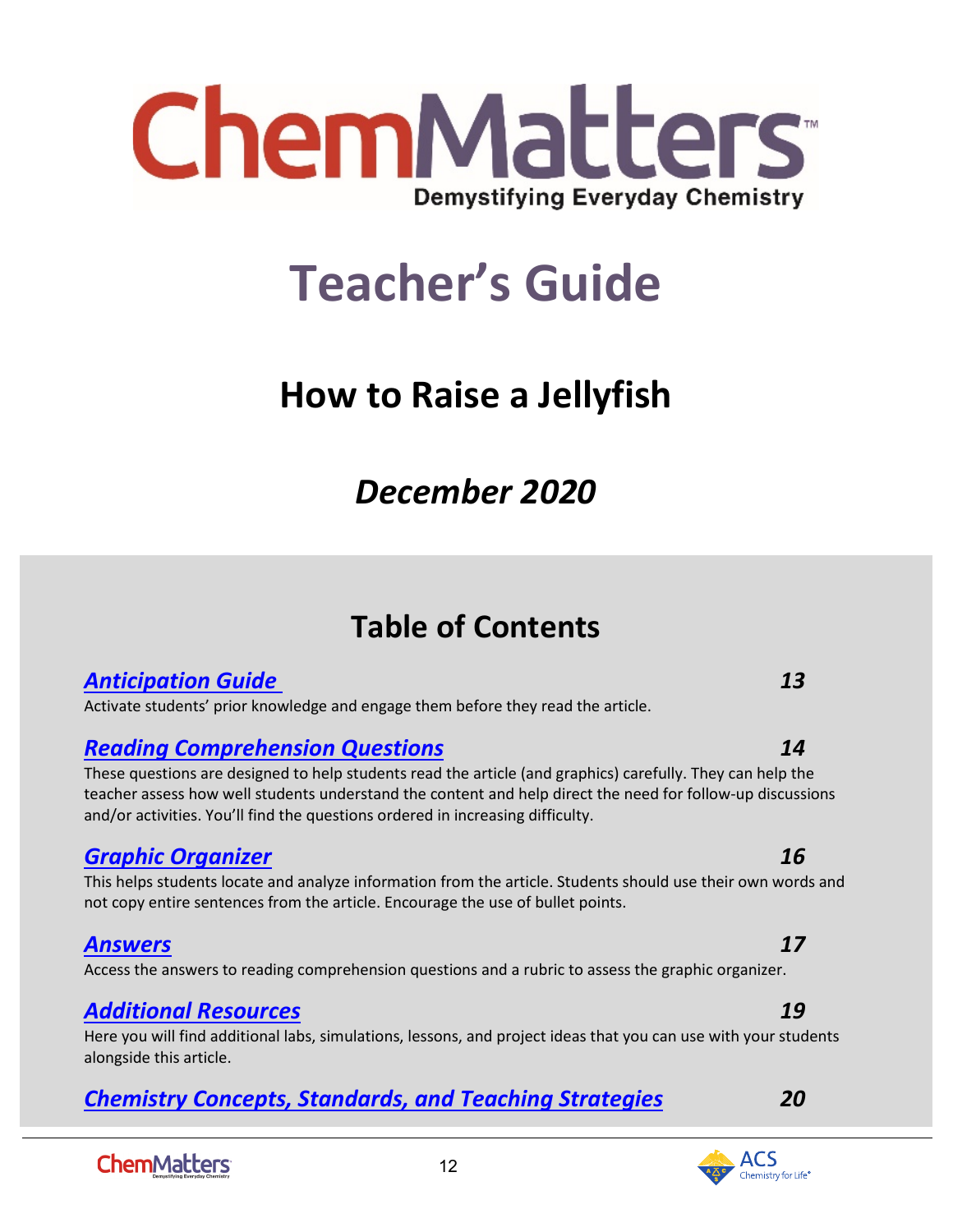# ChemMatters

Demystifying Everyday Chemistry

# Teacher's Guide

## How to Raise a Jellyfish

## *December 2020*

## Table of Contents

***Anticipation Guide*** — ***13***

Activate students' prior knowledge and engage them before they read the article.

***Reading Comprehension Questions*** — ***14***

These questions are designed to help students read the article (and graphics) carefully. They can help the teacher assess how well students understand the content and help direct the need for follow-up discussions and/or activities. You'll find the questions ordered in increasing difficulty.

***Graphic Organizer*** — ***16***

This helps students locate and analyze information from the article. Students should use their own words and not copy entire sentences from the article. Encourage the use of bullet points.

***Answers*** — ***17***

Access the answers to reading comprehension questions and a rubric to assess the graphic organizer.

***Additional Resources*** — ***19***

Here you will find additional labs, simulations, lessons, and project ideas that you can use with your students alongside this article.

***Chemistry Concepts, Standards, and Teaching Strategies*** — ***20***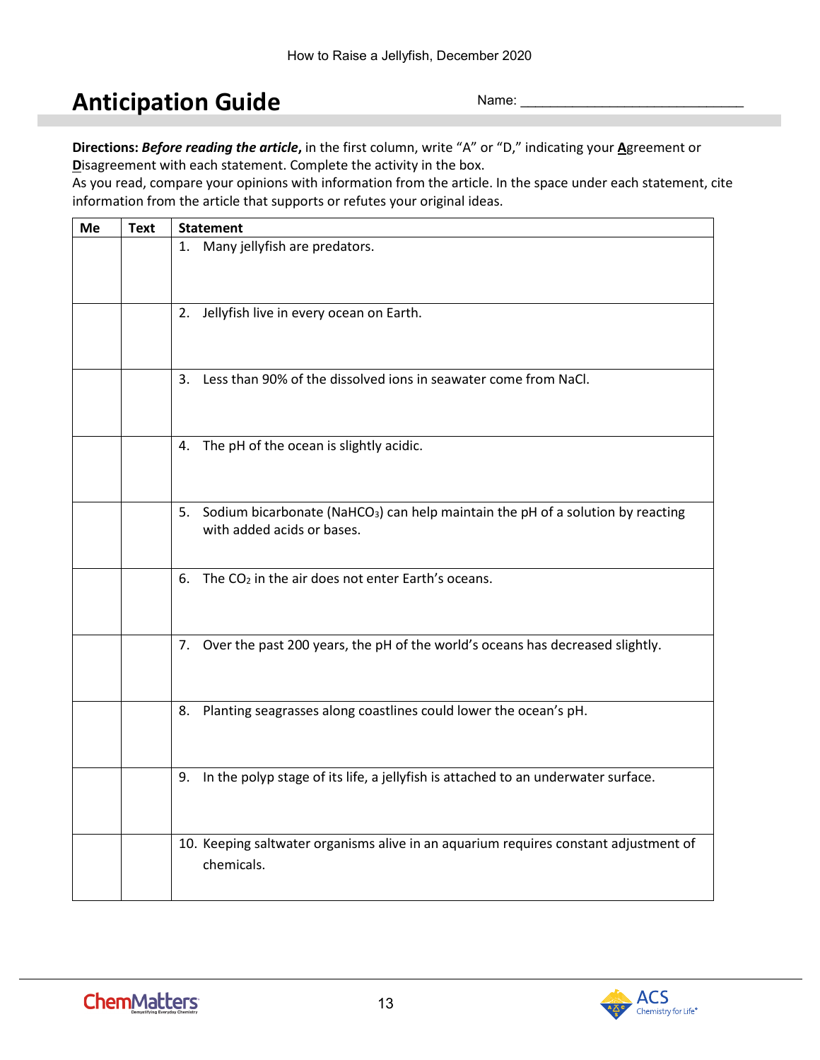# Anticipation Guide

Name: ______________________________

**Directions:** ***Before reading the article*****,** in the first column, write "A" or "D," indicating your **A**greement or **D**isagreement with each statement. Complete the activity in the box.
As you read, compare your opinions with information from the article. In the space under each statement, cite information from the article that supports or refutes your original ideas.

| Me | Text | Statement |
|---|---|---|
| | | 1. Many jellyfish are predators. |
| | | 2. Jellyfish live in every ocean on Earth. |
| | | 3. Less than 90% of the dissolved ions in seawater come from NaCl. |
| | | 4. The pH of the ocean is slightly acidic. |
| | | 5. Sodium bicarbonate ($NaHCO_3$) can help maintain the pH of a solution by reacting with added acids or bases. |
| | | 6. The $CO_2$ in the air does not enter Earth's oceans. |
| | | 7. Over the past 200 years, the pH of the world's oceans has decreased slightly. |
| | | 8. Planting seagrasses along coastlines could lower the ocean's pH. |
| | | 9. In the polyp stage of its life, a jellyfish is attached to an underwater surface. |
| | | 10. Keeping saltwater organisms alive in an aquarium requires constant adjustment of chemicals. |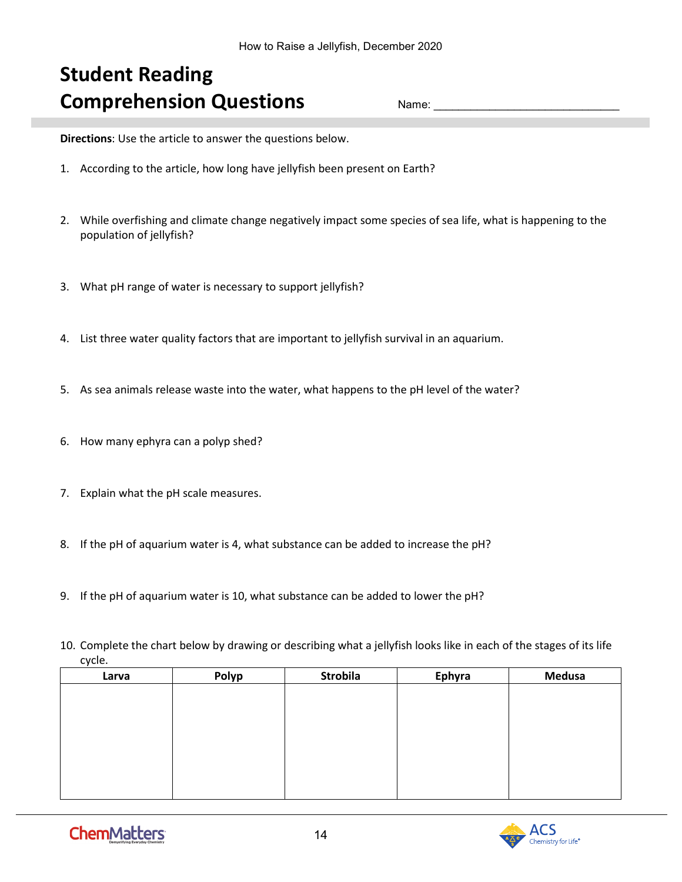# Student Reading Comprehension Questions

Name: ______________________________

**Directions**: Use the article to answer the questions below.

1. According to the article, how long have jellyfish been present on Earth?

2. While overfishing and climate change negatively impact some species of sea life, what is happening to the population of jellyfish?

3. What pH range of water is necessary to support jellyfish?

4. List three water quality factors that are important to jellyfish survival in an aquarium.

5. As sea animals release waste into the water, what happens to the pH level of the water?

6. How many ephyra can a polyp shed?

7. Explain what the pH scale measures.

8. If the pH of aquarium water is 4, what substance can be added to increase the pH?

9. If the pH of aquarium water is 10, what substance can be added to lower the pH?

10. Complete the chart below by drawing or describing what a jellyfish looks like in each of the stages of its life cycle.

| Larva | Polyp | Strobila | Ephyra | Medusa |
|---|---|---|---|---|
| | | | | |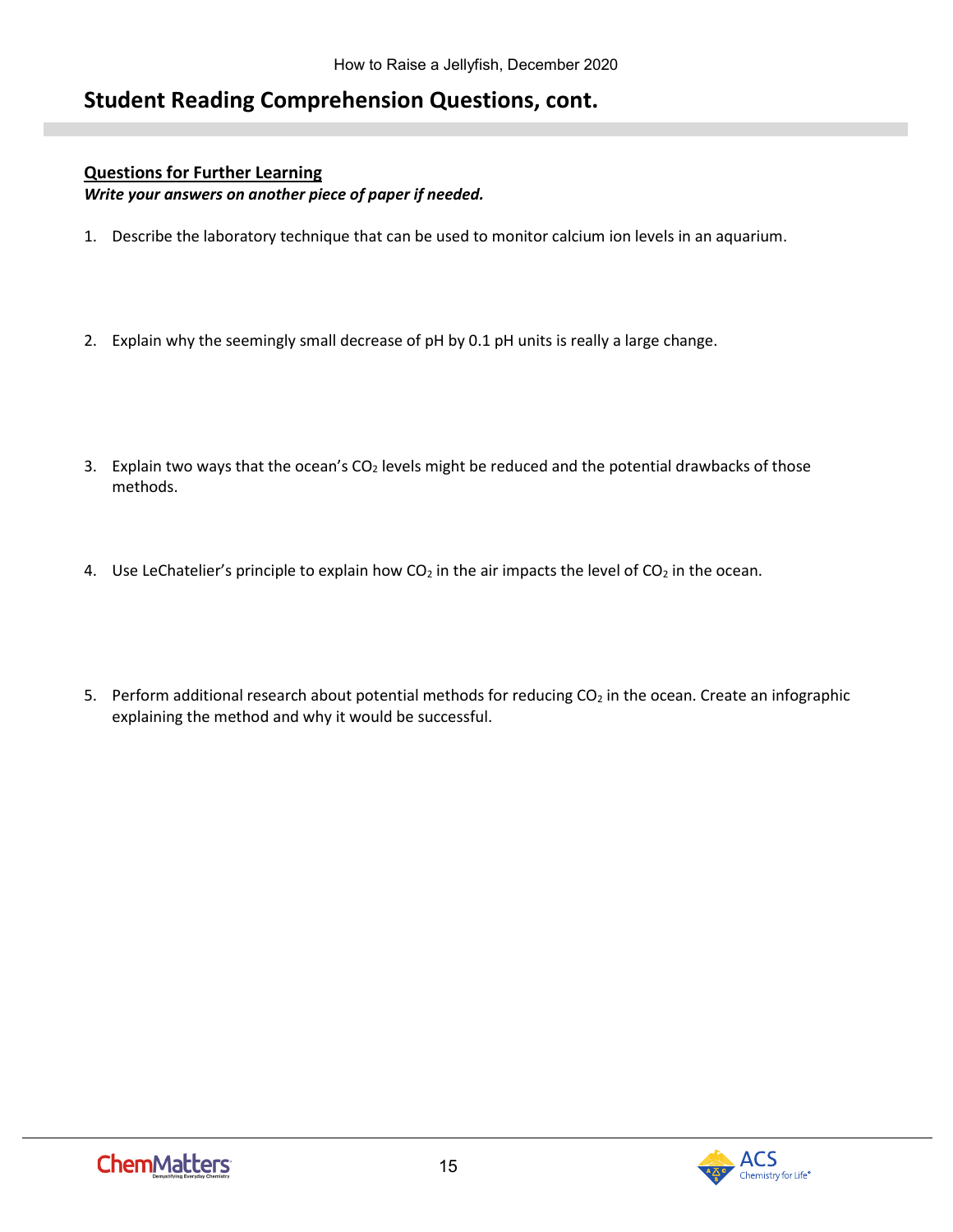## Student Reading Comprehension Questions, cont.

**Questions for Further Learning**

***Write your answers on another piece of paper if needed.***

1. Describe the laboratory technique that can be used to monitor calcium ion levels in an aquarium.

2. Explain why the seemingly small decrease of pH by 0.1 pH units is really a large change.

3. Explain two ways that the ocean's $CO_2$ levels might be reduced and the potential drawbacks of those methods.

4. Use LeChatelier's principle to explain how $CO_2$ in the air impacts the level of $CO_2$ in the ocean.

5. Perform additional research about potential methods for reducing $CO_2$ in the ocean. Create an infographic explaining the method and why it would be successful.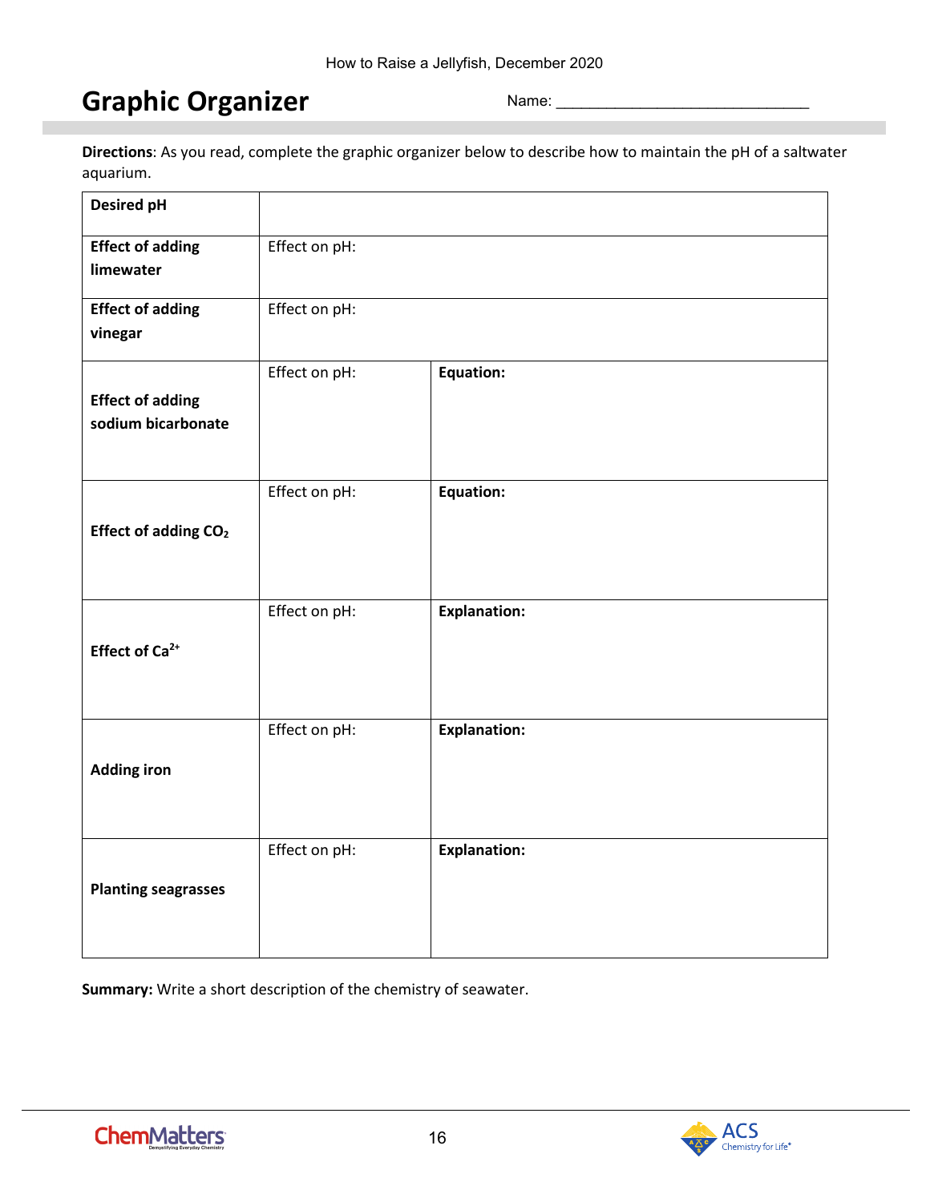# Graphic Organizer

Name: ______________________________

**Directions**: As you read, complete the graphic organizer below to describe how to maintain the pH of a saltwater aquarium.

| | | |
|---|---|---|
| **Desired pH** | | |
| **Effect of adding limewater** | Effect on pH: | |
| **Effect of adding vinegar** | Effect on pH: | |
| **Effect of adding sodium bicarbonate** | Effect on pH: | **Equation:** |
| **Effect of adding $CO_2$** | Effect on pH: | **Equation:** |
| **Effect of $Ca^{2+}$** | Effect on pH: | **Explanation:** |
| **Adding iron** | Effect on pH: | **Explanation:** |
| **Planting seagrasses** | Effect on pH: | **Explanation:** |

**Summary:** Write a short description of the chemistry of seawater.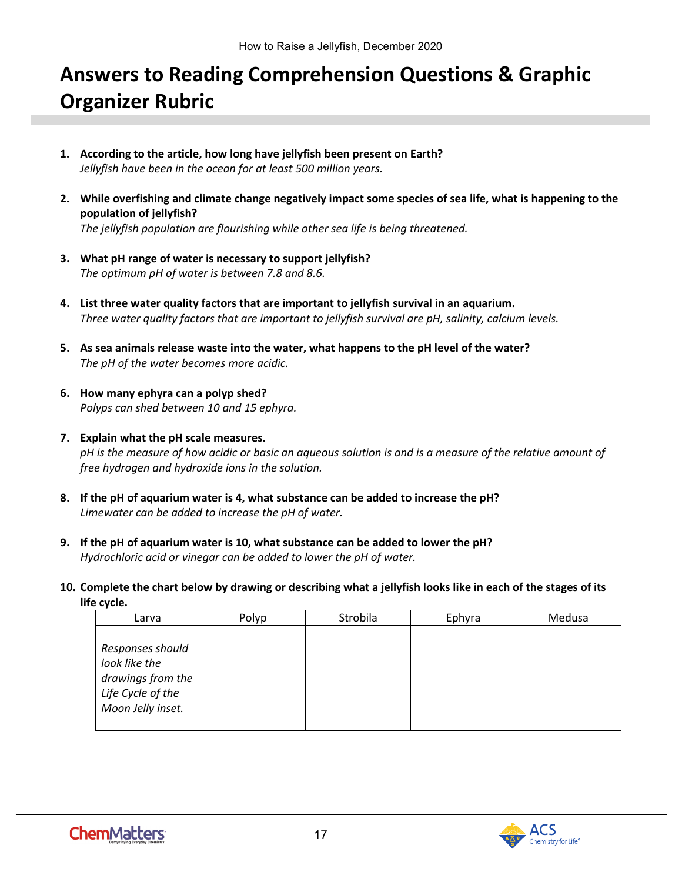# Answers to Reading Comprehension Questions & Graphic Organizer Rubric

1. **According to the article, how long have jellyfish been present on Earth?**
   *Jellyfish have been in the ocean for at least 500 million years.*

2. **While overfishing and climate change negatively impact some species of sea life, what is happening to the population of jellyfish?**
   *The jellyfish population are flourishing while other sea life is being threatened.*

3. **What pH range of water is necessary to support jellyfish?**
   *The optimum pH of water is between 7.8 and 8.6.*

4. **List three water quality factors that are important to jellyfish survival in an aquarium.**
   *Three water quality factors that are important to jellyfish survival are pH, salinity, calcium levels.*

5. **As sea animals release waste into the water, what happens to the pH level of the water?**
   *The pH of the water becomes more acidic.*

6. **How many ephyra can a polyp shed?**
   *Polyps can shed between 10 and 15 ephyra.*

7. **Explain what the pH scale measures.**
   *pH is the measure of how acidic or basic an aqueous solution is and is a measure of the relative amount of free hydrogen and hydroxide ions in the solution.*

8. **If the pH of aquarium water is 4, what substance can be added to increase the pH?**
   *Limewater can be added to increase the pH of water.*

9. **If the pH of aquarium water is 10, what substance can be added to lower the pH?**
   *Hydrochloric acid or vinegar can be added to lower the pH of water.*

10. **Complete the chart below by drawing or describing what a jellyfish looks like in each of the stages of its life cycle.**

| Larva | Polyp | Strobila | Ephyra | Medusa |
|---|---|---|---|---|
| *Responses should look like the drawings from the Life Cycle of the Moon Jelly inset.* | | | | |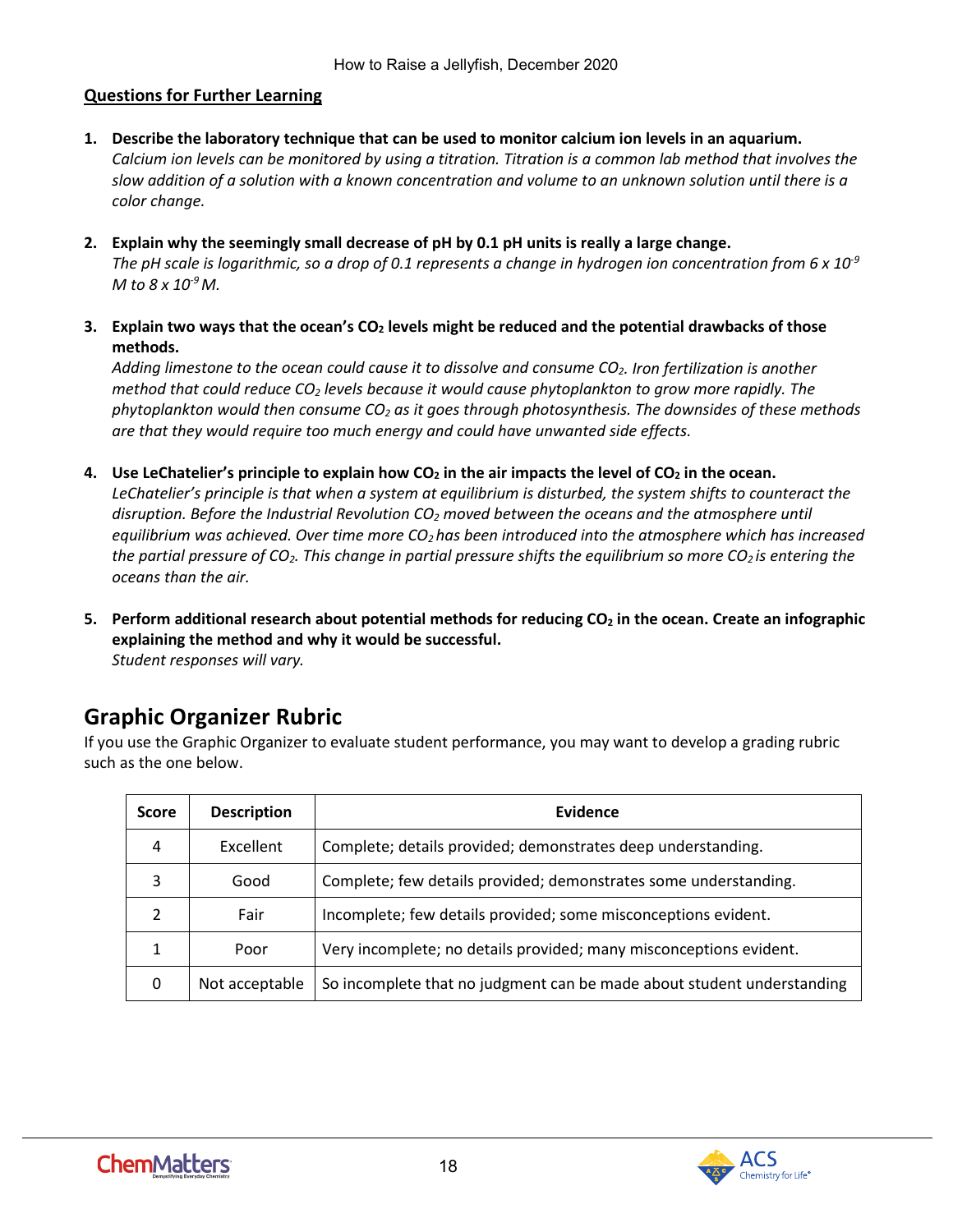## Questions for Further Learning

1. **Describe the laboratory technique that can be used to monitor calcium ion levels in an aquarium.**
   *Calcium ion levels can be monitored by using a titration. Titration is a common lab method that involves the slow addition of a solution with a known concentration and volume to an unknown solution until there is a color change.*

2. **Explain why the seemingly small decrease of pH by 0.1 pH units is really a large change.**
   *The pH scale is logarithmic, so a drop of 0.1 represents a change in hydrogen ion concentration from $6 \times 10^{-9}$ M to $8 \times 10^{-9}$ M.*

3. **Explain two ways that the ocean's $CO_2$ levels might be reduced and the potential drawbacks of those methods.**
   *Adding limestone to the ocean could cause it to dissolve and consume $CO_2$. Iron fertilization is another method that could reduce $CO_2$ levels because it would cause phytoplankton to grow more rapidly. The phytoplankton would then consume $CO_2$ as it goes through photosynthesis. The downsides of these methods are that they would require too much energy and could have unwanted side effects.*

4. **Use LeChatelier's principle to explain how $CO_2$ in the air impacts the level of $CO_2$ in the ocean.**
   *LeChatelier's principle is that when a system at equilibrium is disturbed, the system shifts to counteract the disruption. Before the Industrial Revolution $CO_2$ moved between the oceans and the atmosphere until equilibrium was achieved. Over time more $CO_2$ has been introduced into the atmosphere which has increased the partial pressure of $CO_2$. This change in partial pressure shifts the equilibrium so more $CO_2$ is entering the oceans than the air.*

5. **Perform additional research about potential methods for reducing $CO_2$ in the ocean. Create an infographic explaining the method and why it would be successful.**
   *Student responses will vary.*

## Graphic Organizer Rubric

If you use the Graphic Organizer to evaluate student performance, you may want to develop a grading rubric such as the one below.

| Score | Description | Evidence |
|---|---|---|
| 4 | Excellent | Complete; details provided; demonstrates deep understanding. |
| 3 | Good | Complete; few details provided; demonstrates some understanding. |
| 2 | Fair | Incomplete; few details provided; some misconceptions evident. |
| 1 | Poor | Very incomplete; no details provided; many misconceptions evident. |
| 0 | Not acceptable | So incomplete that no judgment can be made about student understanding |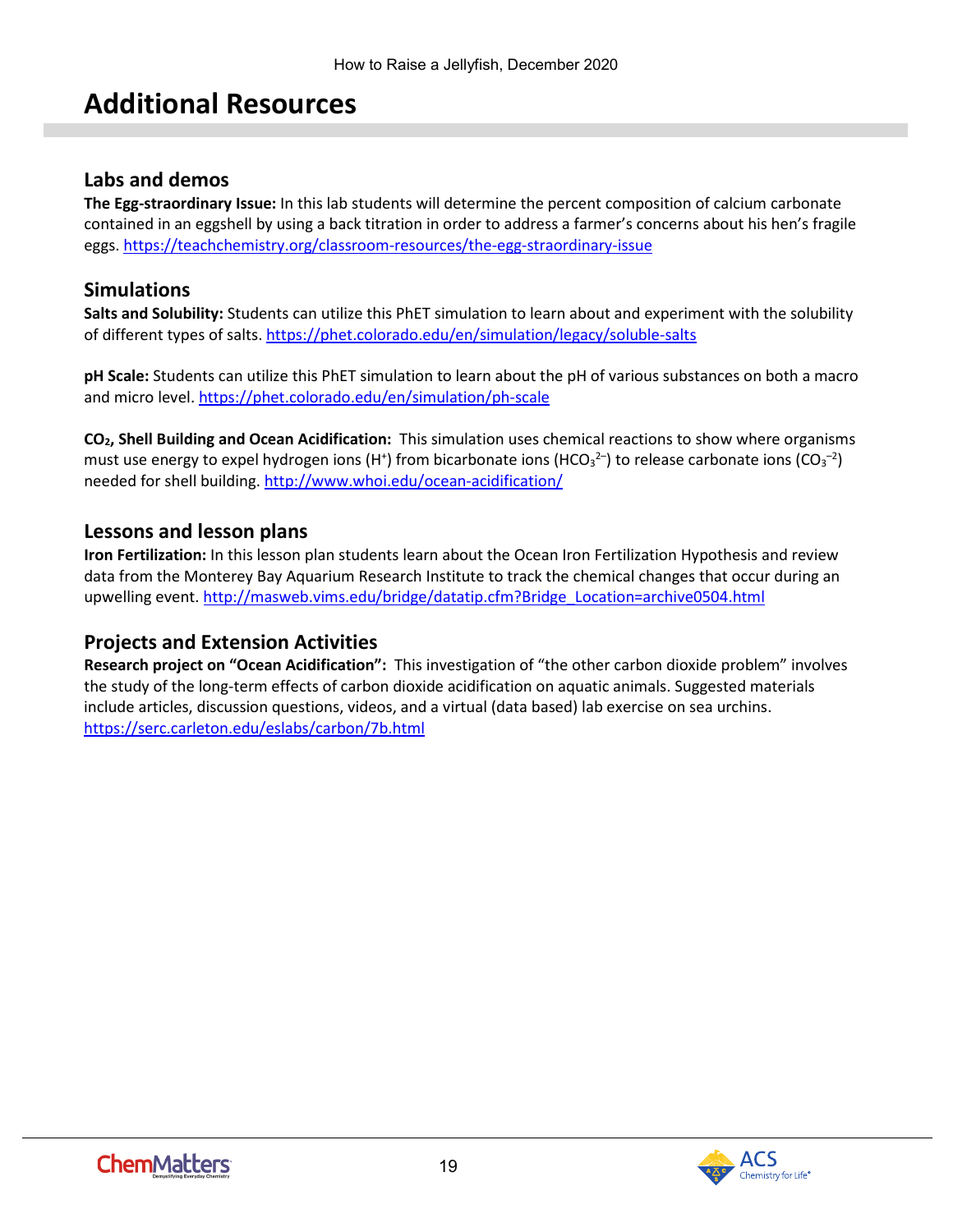# Additional Resources

## Labs and demos

**The Egg-straordinary Issue:** In this lab students will determine the percent composition of calcium carbonate contained in an eggshell by using a back titration in order to address a farmer's concerns about his hen's fragile eggs. https://teachchemistry.org/classroom-resources/the-egg-straordinary-issue

## Simulations

**Salts and Solubility:** Students can utilize this PhET simulation to learn about and experiment with the solubility of different types of salts. https://phet.colorado.edu/en/simulation/legacy/soluble-salts

**pH Scale:** Students can utilize this PhET simulation to learn about the pH of various substances on both a macro and micro level. https://phet.colorado.edu/en/simulation/ph-scale

**$CO_2$, Shell Building and Ocean Acidification:** This simulation uses chemical reactions to show where organisms must use energy to expel hydrogen ions ($H^+$) from bicarbonate ions ($HCO_3^{2-}$) to release carbonate ions ($CO_3^{-2}$) needed for shell building. http://www.whoi.edu/ocean-acidification/

## Lessons and lesson plans

**Iron Fertilization:** In this lesson plan students learn about the Ocean Iron Fertilization Hypothesis and review data from the Monterey Bay Aquarium Research Institute to track the chemical changes that occur during an upwelling event. http://masweb.vims.edu/bridge/datatip.cfm?Bridge_Location=archive0504.html

## Projects and Extension Activities

**Research project on "Ocean Acidification":** This investigation of "the other carbon dioxide problem" involves the study of the long-term effects of carbon dioxide acidification on aquatic animals. Suggested materials include articles, discussion questions, videos, and a virtual (data based) lab exercise on sea urchins. https://serc.carleton.edu/eslabs/carbon/7b.html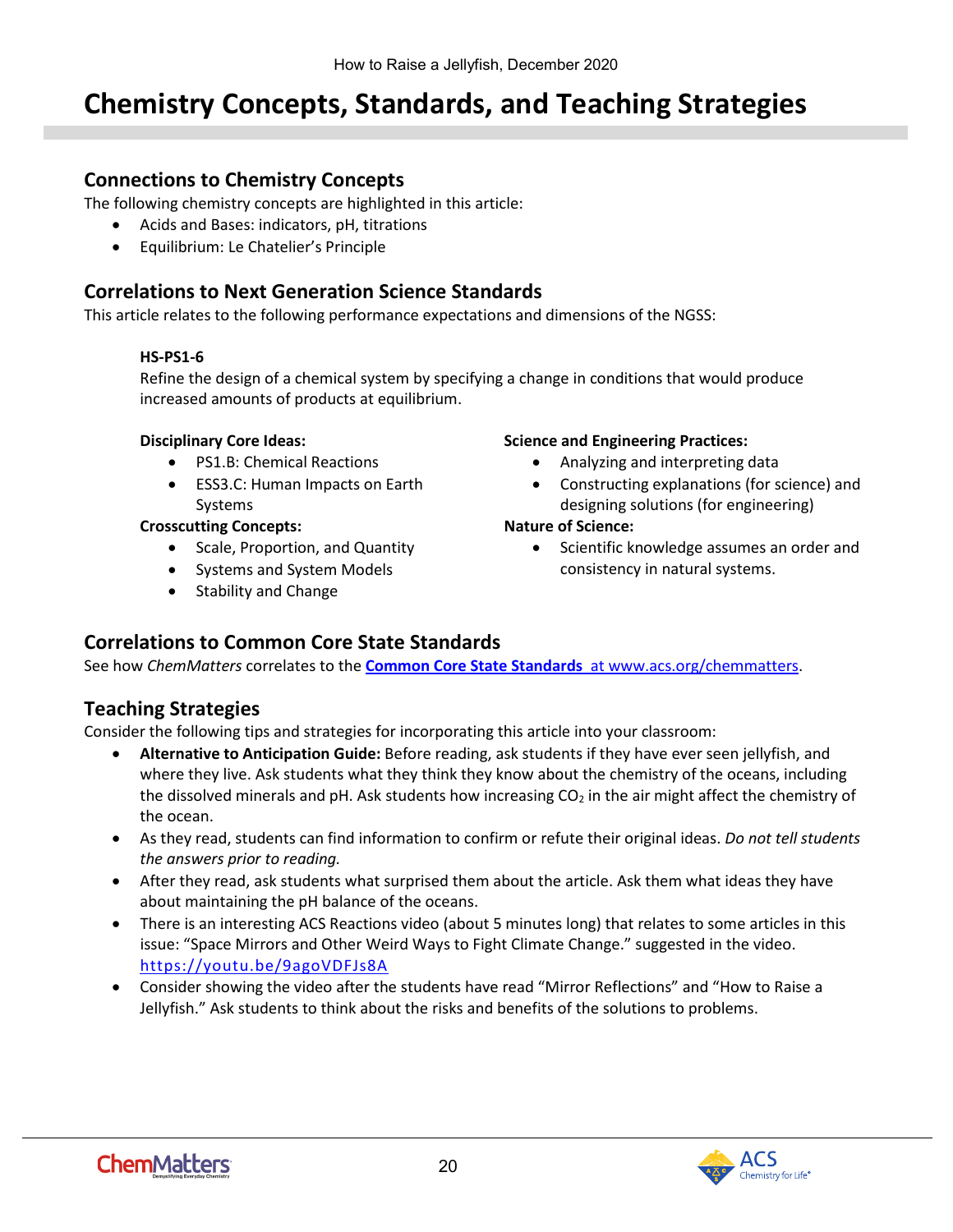# Chemistry Concepts, Standards, and Teaching Strategies

## Connections to Chemistry Concepts

The following chemistry concepts are highlighted in this article:

- Acids and Bases: indicators, pH, titrations
- Equilibrium: Le Chatelier's Principle

## Correlations to Next Generation Science Standards

This article relates to the following performance expectations and dimensions of the NGSS:

**HS-PS1-6**

Refine the design of a chemical system by specifying a change in conditions that would produce increased amounts of products at equilibrium.

**Disciplinary Core Ideas:**

- PS1.B: Chemical Reactions
- ESS3.C: Human Impacts on Earth Systems

**Crosscutting Concepts:**

- Scale, Proportion, and Quantity
- Systems and System Models
- Stability and Change

**Science and Engineering Practices:**

- Analyzing and interpreting data
- Constructing explanations (for science) and designing solutions (for engineering)

**Nature of Science:**

- Scientific knowledge assumes an order and consistency in natural systems.

## Correlations to Common Core State Standards

See how *ChemMatters* correlates to the **Common Core State Standards** at www.acs.org/chemmatters.

## Teaching Strategies

Consider the following tips and strategies for incorporating this article into your classroom:

- **Alternative to Anticipation Guide:** Before reading, ask students if they have ever seen jellyfish, and where they live. Ask students what they think they know about the chemistry of the oceans, including the dissolved minerals and pH. Ask students how increasing $CO_2$ in the air might affect the chemistry of the ocean.
- As they read, students can find information to confirm or refute their original ideas. *Do not tell students the answers prior to reading.*
- After they read, ask students what surprised them about the article. Ask them what ideas they have about maintaining the pH balance of the oceans.
- There is an interesting ACS Reactions video (about 5 minutes long) that relates to some articles in this issue: "Space Mirrors and Other Weird Ways to Fight Climate Change." suggested in the video. https://youtu.be/9agoVDFJs8A
- Consider showing the video after the students have read "Mirror Reflections" and "How to Raise a Jellyfish." Ask students to think about the risks and benefits of the solutions to problems.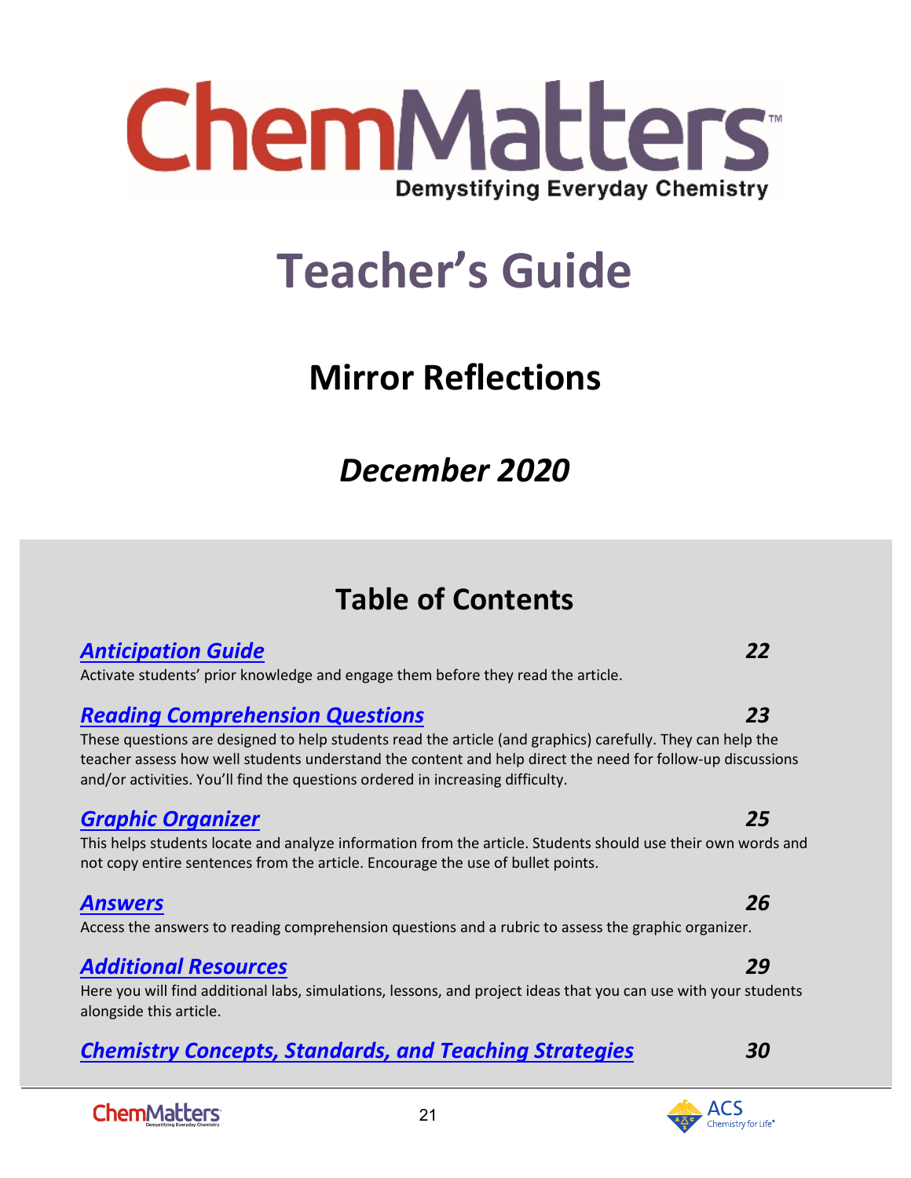# ChemMatters

Demystifying Everyday Chemistry

# Teacher's Guide

## Mirror Reflections

## *December 2020*

## Table of Contents

***Anticipation Guide*** ***22***

Activate students' prior knowledge and engage them before they read the article.

***Reading Comprehension Questions*** ***23***

These questions are designed to help students read the article (and graphics) carefully. They can help the teacher assess how well students understand the content and help direct the need for follow-up discussions and/or activities. You'll find the questions ordered in increasing difficulty.

***Graphic Organizer*** ***25***

This helps students locate and analyze information from the article. Students should use their own words and not copy entire sentences from the article. Encourage the use of bullet points.

***Answers*** ***26***

Access the answers to reading comprehension questions and a rubric to assess the graphic organizer.

***Additional Resources*** ***29***

Here you will find additional labs, simulations, lessons, and project ideas that you can use with your students alongside this article.

***Chemistry Concepts, Standards, and Teaching Strategies*** ***30***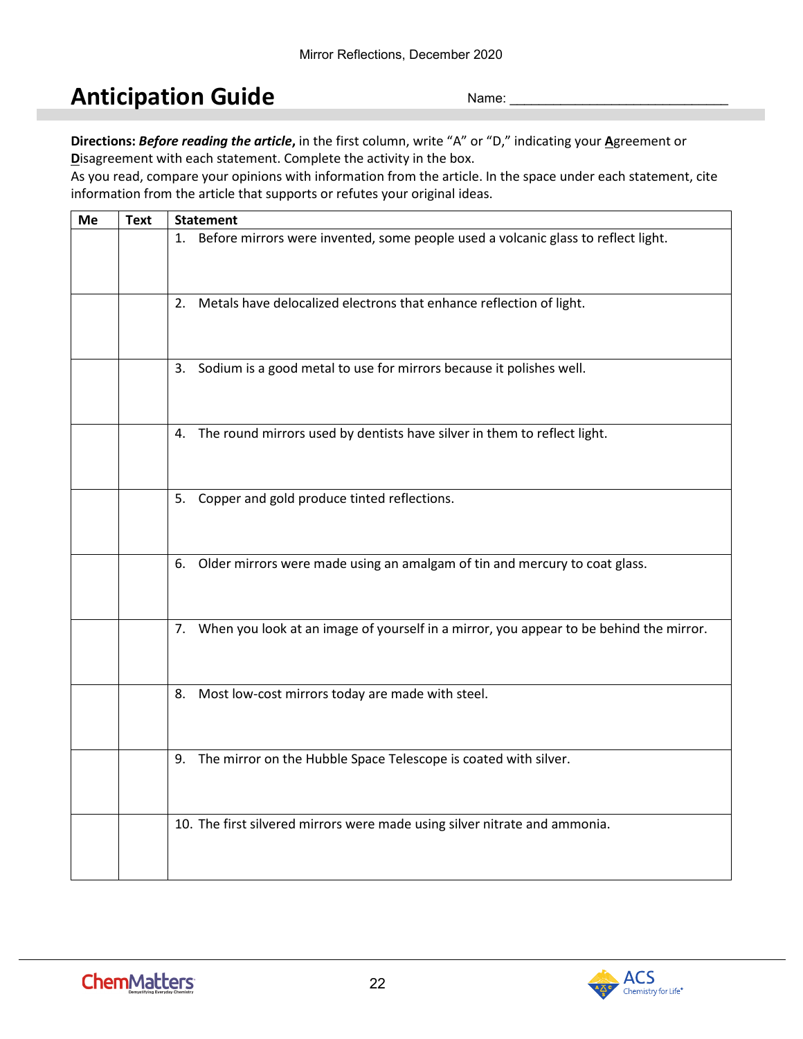# Anticipation Guide

Name: ______________________________

**Directions:** ***Before reading the article*****,** in the first column, write "A" or "D," indicating your **A**greement or **D**isagreement with each statement. Complete the activity in the box.

As you read, compare your opinions with information from the article. In the space under each statement, cite information from the article that supports or refutes your original ideas.

| Me | Text | Statement |
|---|---|---|
| | | 1. Before mirrors were invented, some people used a volcanic glass to reflect light. |
| | | 2. Metals have delocalized electrons that enhance reflection of light. |
| | | 3. Sodium is a good metal to use for mirrors because it polishes well. |
| | | 4. The round mirrors used by dentists have silver in them to reflect light. |
| | | 5. Copper and gold produce tinted reflections. |
| | | 6. Older mirrors were made using an amalgam of tin and mercury to coat glass. |
| | | 7. When you look at an image of yourself in a mirror, you appear to be behind the mirror. |
| | | 8. Most low-cost mirrors today are made with steel. |
| | | 9. The mirror on the Hubble Space Telescope is coated with silver. |
| | | 10. The first silvered mirrors were made using silver nitrate and ammonia. |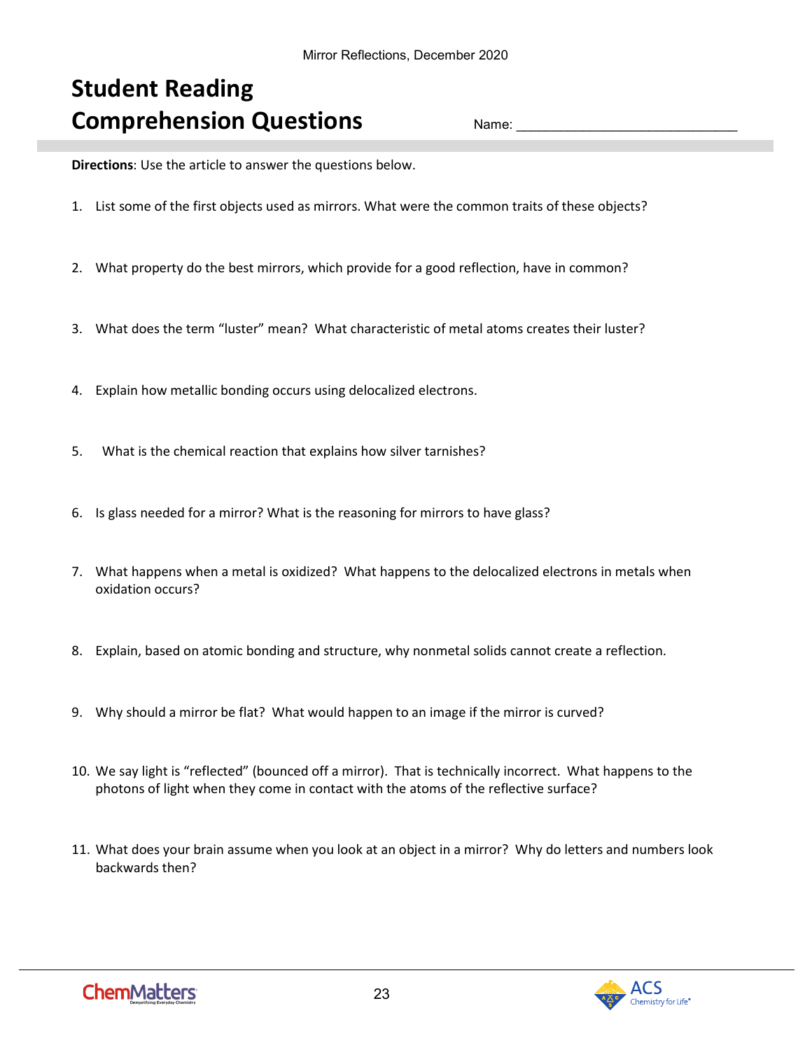# Student Reading Comprehension Questions

Name: ______________________________

**Directions**: Use the article to answer the questions below.

1. List some of the first objects used as mirrors. What were the common traits of these objects?

2. What property do the best mirrors, which provide for a good reflection, have in common?

3. What does the term "luster" mean? What characteristic of metal atoms creates their luster?

4. Explain how metallic bonding occurs using delocalized electrons.

5. What is the chemical reaction that explains how silver tarnishes?

6. Is glass needed for a mirror? What is the reasoning for mirrors to have glass?

7. What happens when a metal is oxidized? What happens to the delocalized electrons in metals when oxidation occurs?

8. Explain, based on atomic bonding and structure, why nonmetal solids cannot create a reflection.

9. Why should a mirror be flat? What would happen to an image if the mirror is curved?

10. We say light is "reflected" (bounced off a mirror). That is technically incorrect. What happens to the photons of light when they come in contact with the atoms of the reflective surface?

11. What does your brain assume when you look at an object in a mirror? Why do letters and numbers look backwards then?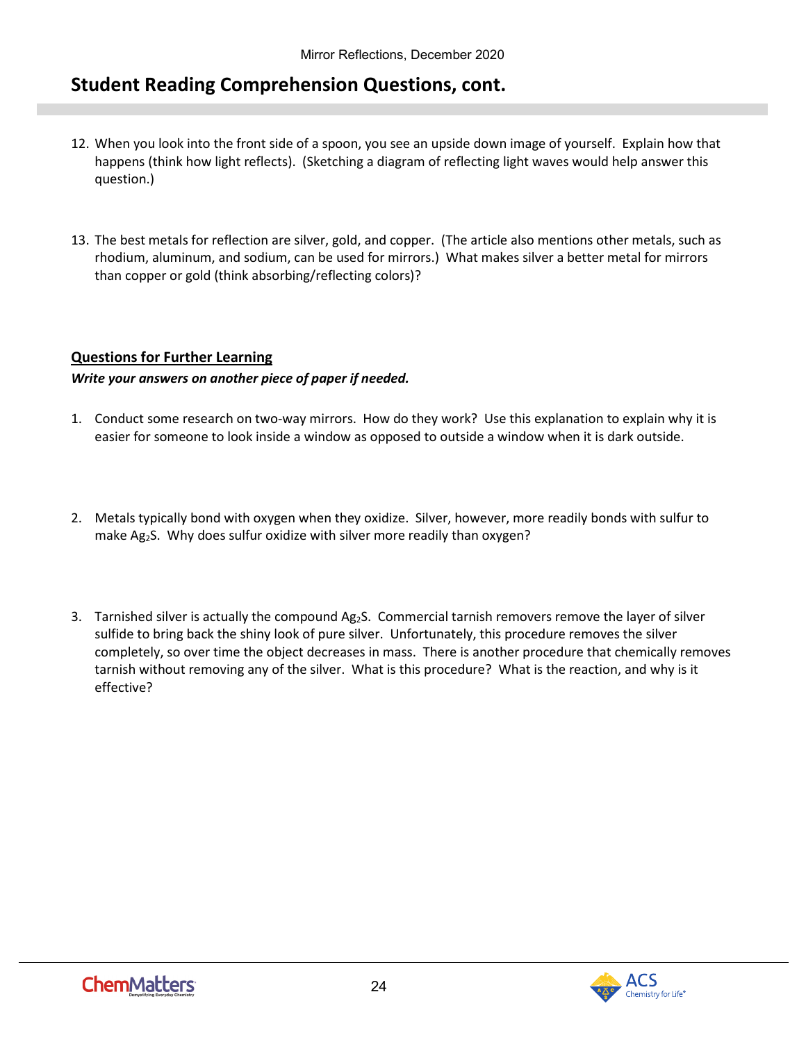## Student Reading Comprehension Questions, cont.

12. When you look into the front side of a spoon, you see an upside down image of yourself. Explain how that happens (think how light reflects). (Sketching a diagram of reflecting light waves would help answer this question.)

13. The best metals for reflection are silver, gold, and copper. (The article also mentions other metals, such as rhodium, aluminum, and sodium, can be used for mirrors.) What makes silver a better metal for mirrors than copper or gold (think absorbing/reflecting colors)?

**Questions for Further Learning**

***Write your answers on another piece of paper if needed.***

1. Conduct some research on two-way mirrors. How do they work? Use this explanation to explain why it is easier for someone to look inside a window as opposed to outside a window when it is dark outside.

2. Metals typically bond with oxygen when they oxidize. Silver, however, more readily bonds with sulfur to make $Ag_2S$. Why does sulfur oxidize with silver more readily than oxygen?

3. Tarnished silver is actually the compound $Ag_2S$. Commercial tarnish removers remove the layer of silver sulfide to bring back the shiny look of pure silver. Unfortunately, this procedure removes the silver completely, so over time the object decreases in mass. There is another procedure that chemically removes tarnish without removing any of the silver. What is this procedure? What is the reaction, and why is it effective?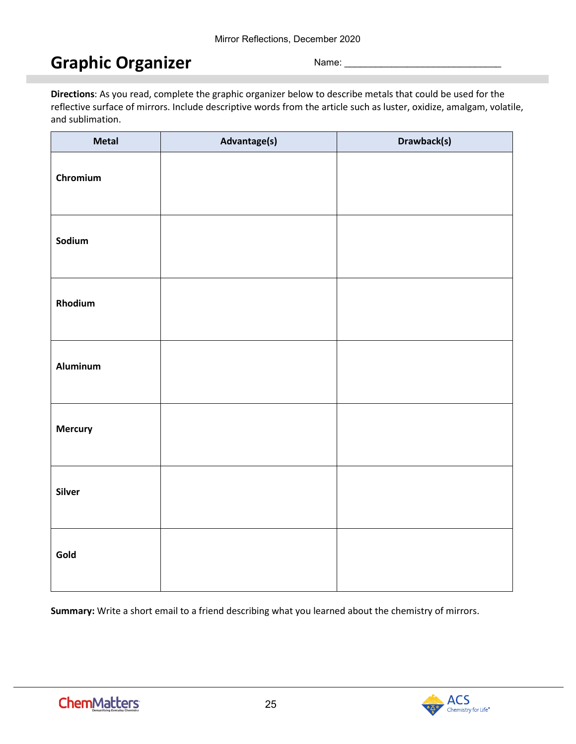# Graphic Organizer

Name: ______________________________

**Directions**: As you read, complete the graphic organizer below to describe metals that could be used for the reflective surface of mirrors. Include descriptive words from the article such as luster, oxidize, amalgam, volatile, and sublimation.

| Metal | Advantage(s) | Drawback(s) |
|---|---|---|
| **Chromium** | | |
| **Sodium** | | |
| **Rhodium** | | |
| **Aluminum** | | |
| **Mercury** | | |
| **Silver** | | |
| **Gold** | | |

**Summary:** Write a short email to a friend describing what you learned about the chemistry of mirrors.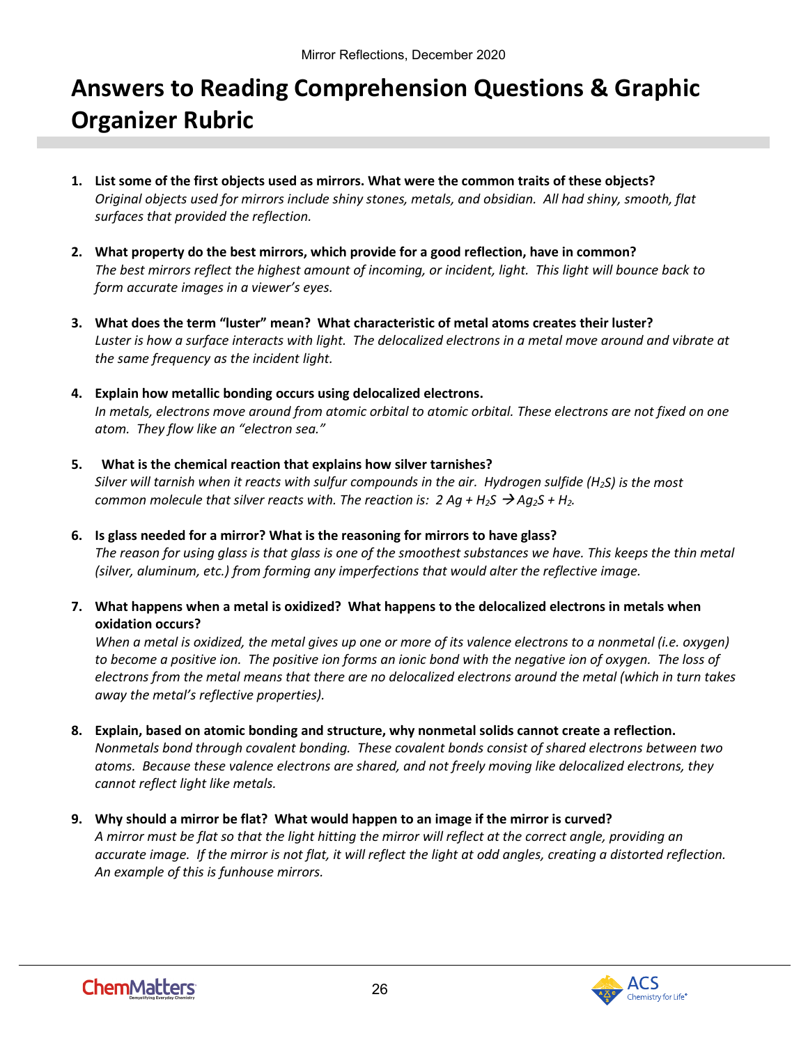# Answers to Reading Comprehension Questions & Graphic Organizer Rubric

1. **List some of the first objects used as mirrors. What were the common traits of these objects?**
   *Original objects used for mirrors include shiny stones, metals, and obsidian. All had shiny, smooth, flat surfaces that provided the reflection.*

2. **What property do the best mirrors, which provide for a good reflection, have in common?**
   *The best mirrors reflect the highest amount of incoming, or incident, light. This light will bounce back to form accurate images in a viewer's eyes.*

3. **What does the term "luster" mean? What characteristic of metal atoms creates their luster?**
   *Luster is how a surface interacts with light. The delocalized electrons in a metal move around and vibrate at the same frequency as the incident light.*

4. **Explain how metallic bonding occurs using delocalized electrons.**
   *In metals, electrons move around from atomic orbital to atomic orbital. These electrons are not fixed on one atom. They flow like an "electron sea."*

5. **What is the chemical reaction that explains how silver tarnishes?**
   *Silver will tarnish when it reacts with sulfur compounds in the air. Hydrogen sulfide ($H_2S$) is the most common molecule that silver reacts with. The reaction is: $2 Ag + H_2S \rightarrow Ag_2S + H_2$.*

6. **Is glass needed for a mirror? What is the reasoning for mirrors to have glass?**
   *The reason for using glass is that glass is one of the smoothest substances we have. This keeps the thin metal (silver, aluminum, etc.) from forming any imperfections that would alter the reflective image.*

7. **What happens when a metal is oxidized? What happens to the delocalized electrons in metals when oxidation occurs?**
   *When a metal is oxidized, the metal gives up one or more of its valence electrons to a nonmetal (i.e. oxygen) to become a positive ion. The positive ion forms an ionic bond with the negative ion of oxygen. The loss of electrons from the metal means that there are no delocalized electrons around the metal (which in turn takes away the metal's reflective properties).*

8. **Explain, based on atomic bonding and structure, why nonmetal solids cannot create a reflection.**
   *Nonmetals bond through covalent bonding. These covalent bonds consist of shared electrons between two atoms. Because these valence electrons are shared, and not freely moving like delocalized electrons, they cannot reflect light like metals.*

9. **Why should a mirror be flat? What would happen to an image if the mirror is curved?**
   *A mirror must be flat so that the light hitting the mirror will reflect at the correct angle, providing an accurate image. If the mirror is not flat, it will reflect the light at odd angles, creating a distorted reflection. An example of this is funhouse mirrors.*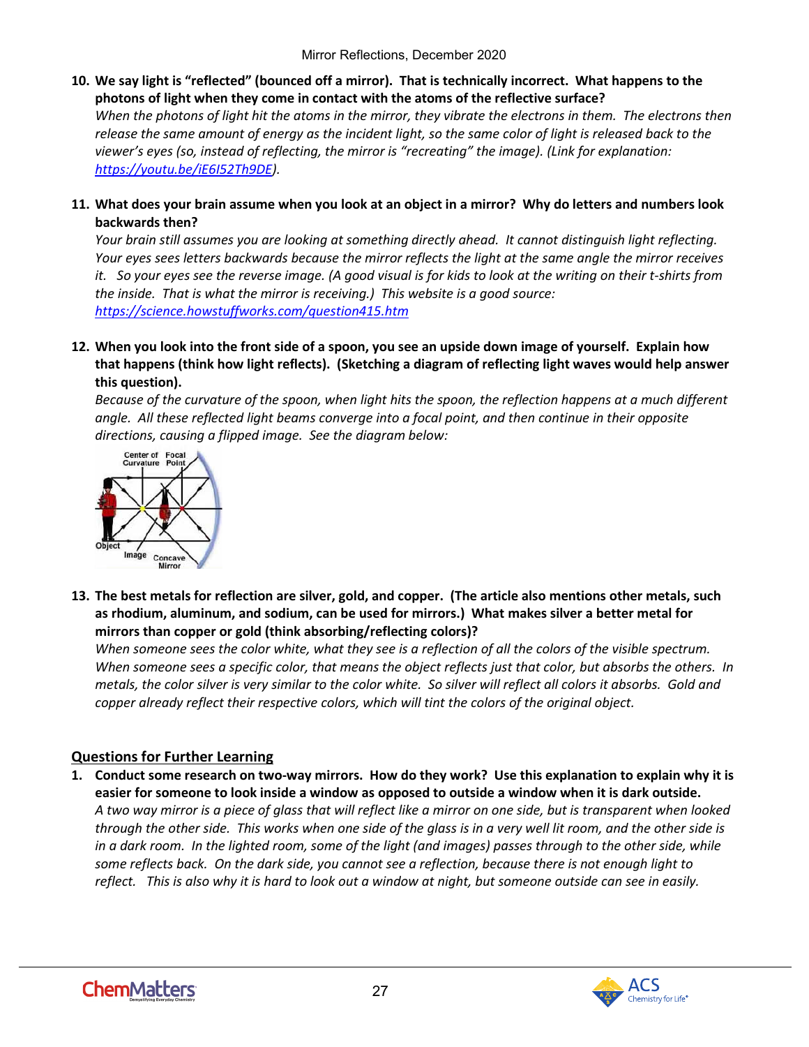10. **We say light is "reflected" (bounced off a mirror). That is technically incorrect. What happens to the photons of light when they come in contact with the atoms of the reflective surface?**
    *When the photons of light hit the atoms in the mirror, they vibrate the electrons in them. The electrons then release the same amount of energy as the incident light, so the same color of light is released back to the viewer's eyes (so, instead of reflecting, the mirror is "recreating" the image). (Link for explanation: https://youtu.be/iE6I52Th9DE).*

11. **What does your brain assume when you look at an object in a mirror? Why do letters and numbers look backwards then?**
    *Your brain still assumes you are looking at something directly ahead. It cannot distinguish light reflecting. Your eyes sees letters backwards because the mirror reflects the light at the same angle the mirror receives it. So your eyes see the reverse image. (A good visual is for kids to look at the writing on their t-shirts from the inside. That is what the mirror is receiving.) This website is a good source: https://science.howstuffworks.com/question415.htm*

12. **When you look into the front side of a spoon, you see an upside down image of yourself. Explain how that happens (think how light reflects). (Sketching a diagram of reflecting light waves would help answer this question).**
    *Because of the curvature of the spoon, when light hits the spoon, the reflection happens at a much different angle. All these reflected light beams converge into a focal point, and then continue in their opposite directions, causing a flipped image. See the diagram below:*

    Center of Curvature | Focal Point | Object | Image | Concave Mirror

13. **The best metals for reflection are silver, gold, and copper. (The article also mentions other metals, such as rhodium, aluminum, and sodium, can be used for mirrors.) What makes silver a better metal for mirrors than copper or gold (think absorbing/reflecting colors)?**
    *When someone sees the color white, what they see is a reflection of all the colors of the visible spectrum. When someone sees a specific color, that means the object reflects just that color, but absorbs the others. In metals, the color silver is very similar to the color white. So silver will reflect all colors it absorbs. Gold and copper already reflect their respective colors, which will tint the colors of the original object.*

## Questions for Further Learning

1. **Conduct some research on two-way mirrors. How do they work? Use this explanation to explain why it is easier for someone to look inside a window as opposed to outside a window when it is dark outside.**
   *A two way mirror is a piece of glass that will reflect like a mirror on one side, but is transparent when looked through the other side. This works when one side of the glass is in a very well lit room, and the other side is in a dark room. In the lighted room, some of the light (and images) passes through to the other side, while some reflects back. On the dark side, you cannot see a reflection, because there is not enough light to reflect. This is also why it is hard to look out a window at night, but someone outside can see in easily.*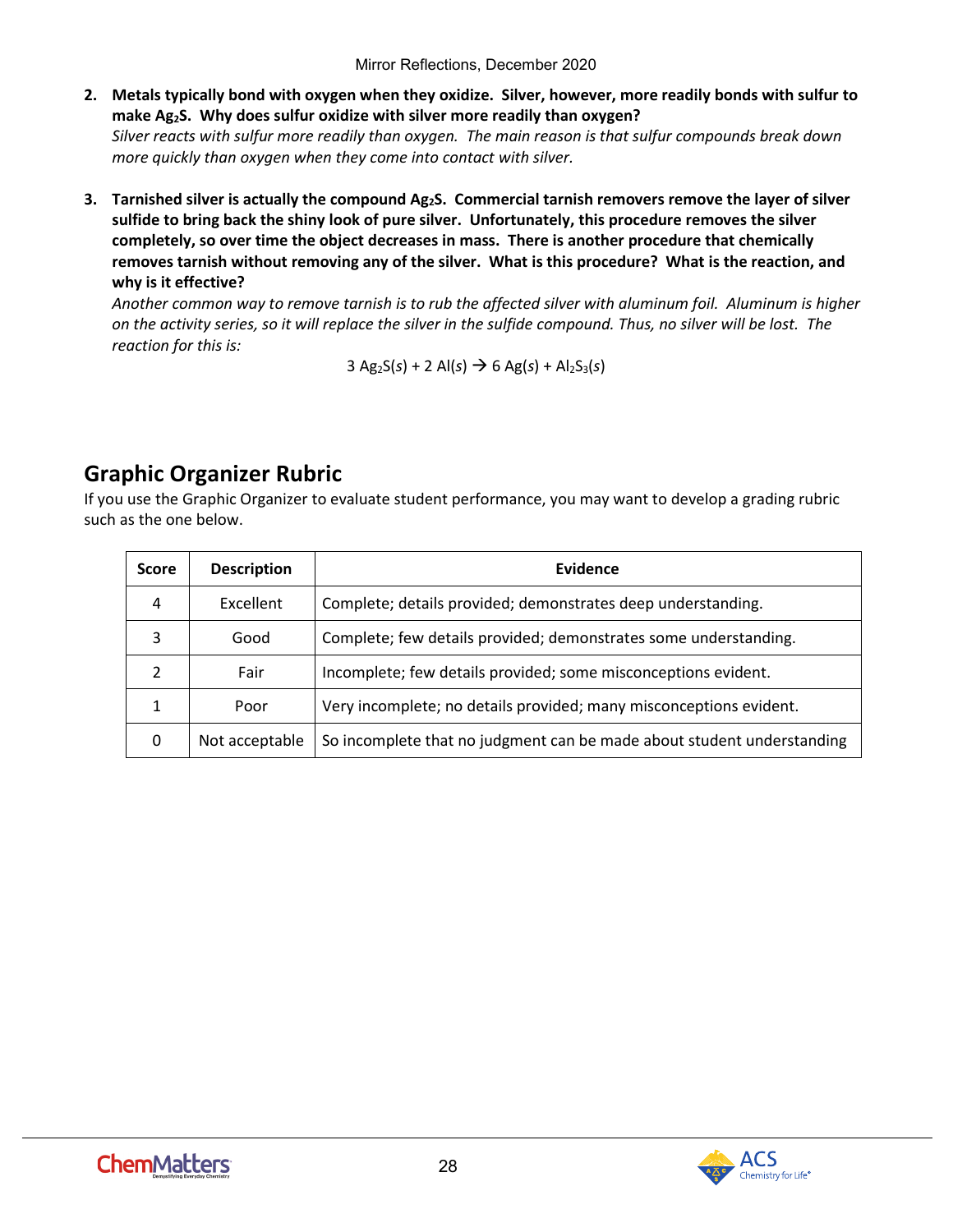2. **Metals typically bond with oxygen when they oxidize. Silver, however, more readily bonds with sulfur to make $Ag_2S$. Why does sulfur oxidize with silver more readily than oxygen?**
   *Silver reacts with sulfur more readily than oxygen. The main reason is that sulfur compounds break down more quickly than oxygen when they come into contact with silver.*

3. **Tarnished silver is actually the compound $Ag_2S$. Commercial tarnish removers remove the layer of silver sulfide to bring back the shiny look of pure silver. Unfortunately, this procedure removes the silver completely, so over time the object decreases in mass. There is another procedure that chemically removes tarnish without removing any of the silver. What is this procedure? What is the reaction, and why is it effective?**
   *Another common way to remove tarnish is to rub the affected silver with aluminum foil. Aluminum is higher on the activity series, so it will replace the silver in the sulfide compound. Thus, no silver will be lost. The reaction for this is:*

$$3\ Ag_2S(s) + 2\ Al(s) \rightarrow 6\ Ag(s) + Al_2S_3(s)$$

## Graphic Organizer Rubric

If you use the Graphic Organizer to evaluate student performance, you may want to develop a grading rubric such as the one below.

| Score | Description | Evidence |
|---|---|---|
| 4 | Excellent | Complete; details provided; demonstrates deep understanding. |
| 3 | Good | Complete; few details provided; demonstrates some understanding. |
| 2 | Fair | Incomplete; few details provided; some misconceptions evident. |
| 1 | Poor | Very incomplete; no details provided; many misconceptions evident. |
| 0 | Not acceptable | So incomplete that no judgment can be made about student understanding |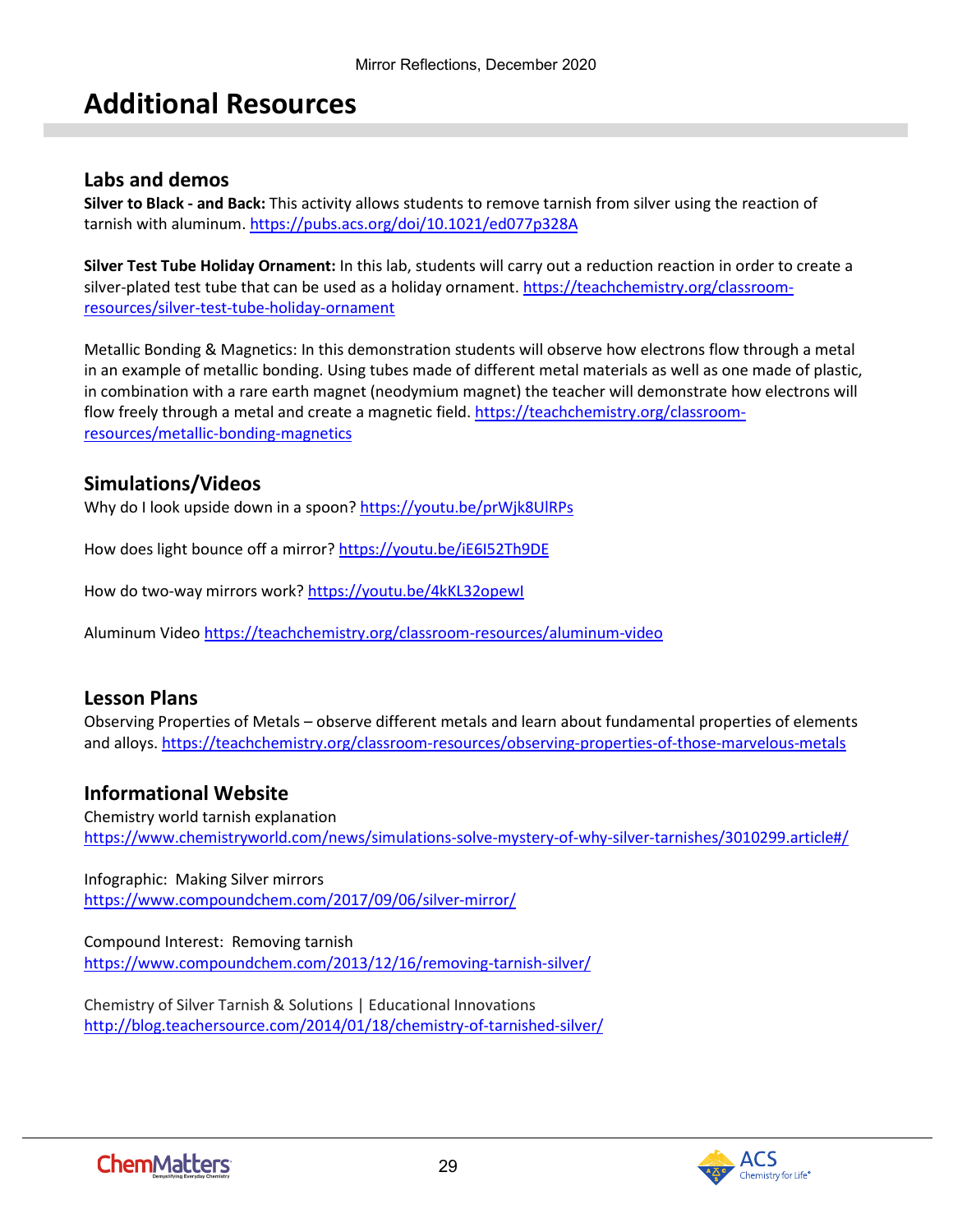# Additional Resources

## Labs and demos

**Silver to Black - and Back:** This activity allows students to remove tarnish from silver using the reaction of tarnish with aluminum. https://pubs.acs.org/doi/10.1021/ed077p328A

**Silver Test Tube Holiday Ornament:** In this lab, students will carry out a reduction reaction in order to create a silver-plated test tube that can be used as a holiday ornament. https://teachchemistry.org/classroom-resources/silver-test-tube-holiday-ornament

Metallic Bonding & Magnetics: In this demonstration students will observe how electrons flow through a metal in an example of metallic bonding. Using tubes made of different metal materials as well as one made of plastic, in combination with a rare earth magnet (neodymium magnet) the teacher will demonstrate how electrons will flow freely through a metal and create a magnetic field. https://teachchemistry.org/classroom-resources/metallic-bonding-magnetics

## Simulations/Videos

Why do I look upside down in a spoon? https://youtu.be/prWjk8UlRPs

How does light bounce off a mirror? https://youtu.be/iE6I52Th9DE

How do two-way mirrors work? https://youtu.be/4kKL32opewI

Aluminum Video https://teachchemistry.org/classroom-resources/aluminum-video

## Lesson Plans

Observing Properties of Metals – observe different metals and learn about fundamental properties of elements and alloys. https://teachchemistry.org/classroom-resources/observing-properties-of-those-marvelous-metals

## Informational Website

Chemistry world tarnish explanation
https://www.chemistryworld.com/news/simulations-solve-mystery-of-why-silver-tarnishes/3010299.article#/

Infographic: Making Silver mirrors
https://www.compoundchem.com/2017/09/06/silver-mirror/

Compound Interest: Removing tarnish
https://www.compoundchem.com/2013/12/16/removing-tarnish-silver/

Chemistry of Silver Tarnish & Solutions | Educational Innovations
http://blog.teachersource.com/2014/01/18/chemistry-of-tarnished-silver/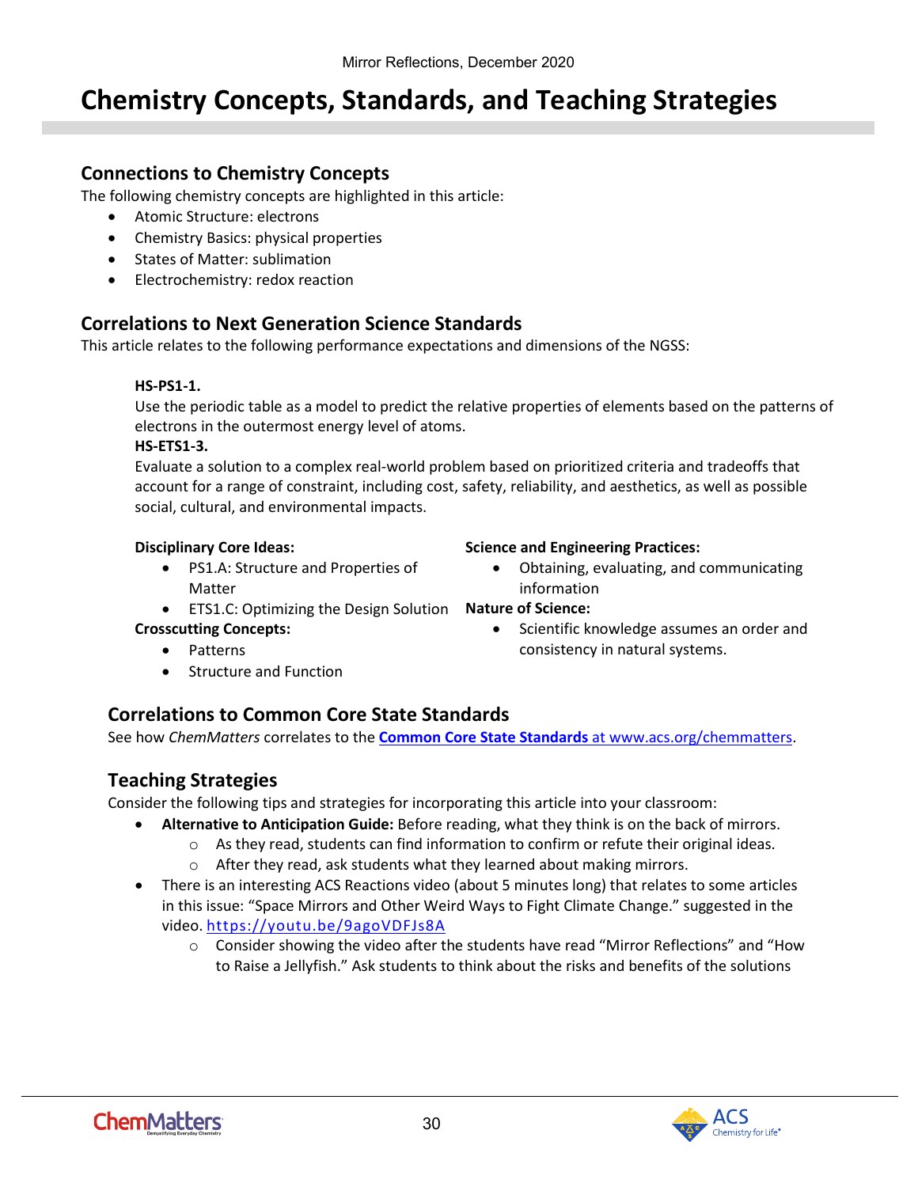# Chemistry Concepts, Standards, and Teaching Strategies

## Connections to Chemistry Concepts

The following chemistry concepts are highlighted in this article:

- Atomic Structure: electrons
- Chemistry Basics: physical properties
- States of Matter: sublimation
- Electrochemistry: redox reaction

## Correlations to Next Generation Science Standards

This article relates to the following performance expectations and dimensions of the NGSS:

**HS-PS1-1.**
Use the periodic table as a model to predict the relative properties of elements based on the patterns of electrons in the outermost energy level of atoms.

**HS-ETS1-3.**
Evaluate a solution to a complex real-world problem based on prioritized criteria and tradeoffs that account for a range of constraint, including cost, safety, reliability, and aesthetics, as well as possible social, cultural, and environmental impacts.

**Disciplinary Core Ideas:**

- PS1.A: Structure and Properties of Matter
- ETS1.C: Optimizing the Design Solution

**Crosscutting Concepts:**

- Patterns
- Structure and Function

**Science and Engineering Practices:**

- Obtaining, evaluating, and communicating information

**Nature of Science:**

- Scientific knowledge assumes an order and consistency in natural systems.

## Correlations to Common Core State Standards

See how *ChemMatters* correlates to the **Common Core State Standards** at www.acs.org/chemmatters.

## Teaching Strategies

Consider the following tips and strategies for incorporating this article into your classroom:

- **Alternative to Anticipation Guide:** Before reading, what they think is on the back of mirrors.
  - As they read, students can find information to confirm or refute their original ideas.
  - After they read, ask students what they learned about making mirrors.
- There is an interesting ACS Reactions video (about 5 minutes long) that relates to some articles in this issue: "Space Mirrors and Other Weird Ways to Fight Climate Change." suggested in the video. https://youtu.be/9agoVDFJs8A
  - Consider showing the video after the students have read "Mirror Reflections" and "How to Raise a Jellyfish." Ask students to think about the risks and benefits of the solutions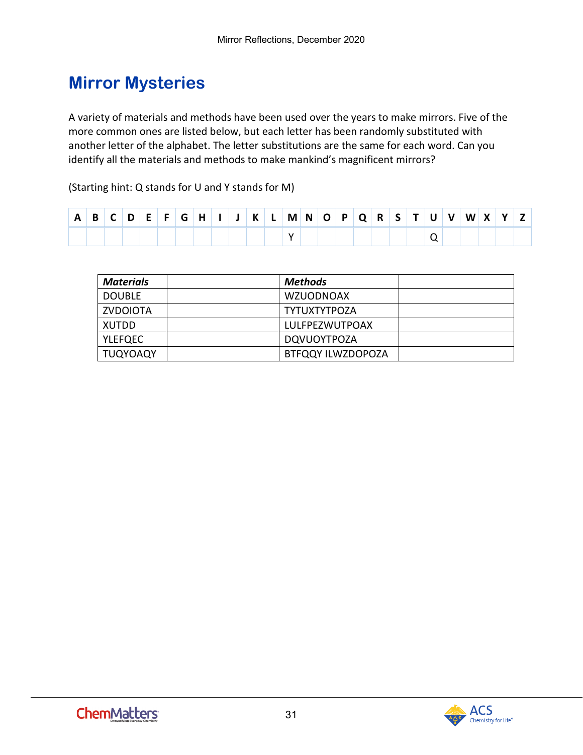## Mirror Mysteries

A variety of materials and methods have been used over the years to make mirrors. Five of the more common ones are listed below, but each letter has been randomly substituted with another letter of the alphabet. The letter substitutions are the same for each word. Can you identify all the materials and methods to make mankind's magnificent mirrors?

(Starting hint: Q stands for U and Y stands for M)

| A | B | C | D | E | F | G | H | I | J | K | L | M | N | O | P | Q | R | S | T | U | V | W | X | Y | Z |
|---|---|---|---|---|---|---|---|---|---|---|---|---|---|---|---|---|---|---|---|---|---|---|---|---|---|
| | | | | | | | | | | | | Y | | | | | | | | Q | | | | | |

| *Materials* | | *Methods* | |
|---|---|---|---|
| DOUBLE | | WZUODNOAX | |
| ZVDOIOTA | | TYTUXTYTPOZA | |
| XUTDD | | LULFPEZWUTPOAX | |
| YLEFQEC | | DQVUOYTPOZA | |
| TUQYOAQY | | BTFQQY ILWZDOPOZA | |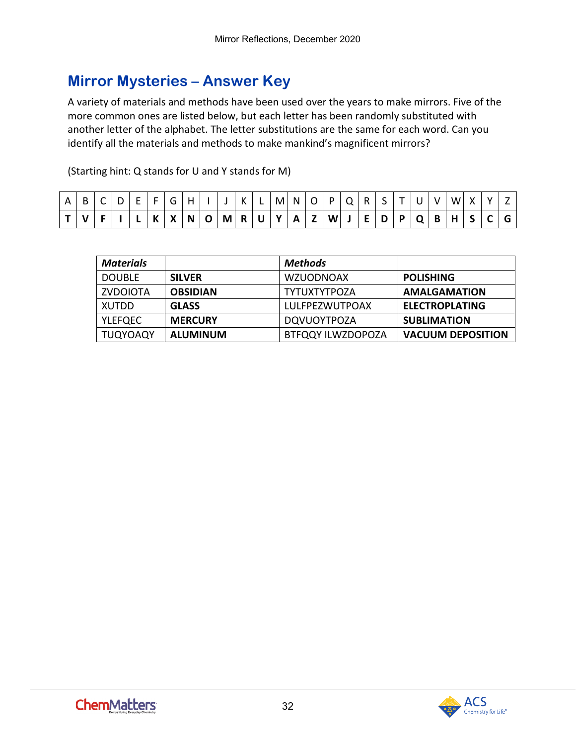## Mirror Mysteries – Answer Key

A variety of materials and methods have been used over the years to make mirrors. Five of the more common ones are listed below, but each letter has been randomly substituted with another letter of the alphabet. The letter substitutions are the same for each word. Can you identify all the materials and methods to make mankind's magnificent mirrors?

(Starting hint: Q stands for U and Y stands for M)

| A | B | C | D | E | F | G | H | I | J | K | L | M | N | O | P | Q | R | S | T | U | V | W | X | Y | Z |
|---|---|---|---|---|---|---|---|---|---|---|---|---|---|---|---|---|---|---|---|---|---|---|---|---|---|
| **T** | **V** | **F** | **I** | **L** | **K** | **X** | **N** | **O** | **M** | **R** | **U** | **Y** | **A** | **Z** | **W** | **J** | **E** | **D** | **P** | **Q** | **B** | **H** | **S** | **C** | **G** |

| ***Materials*** | | ***Methods*** | |
|---|---|---|---|
| DOUBLE | **SILVER** | WZUODNOAX | **POLISHING** |
| ZVDOIOTA | **OBSIDIAN** | TYTUXTYTPOZA | **AMALGAMATION** |
| XUTDD | **GLASS** | LULFPEZWUTPOAX | **ELECTROPLATING** |
| YLEFQEC | **MERCURY** | DQVUOYTPOZA | **SUBLIMATION** |
| TUQYOAQY | **ALUMINUM** | BTFQQY ILWZDOPOZA | **VACUUM DEPOSITION** |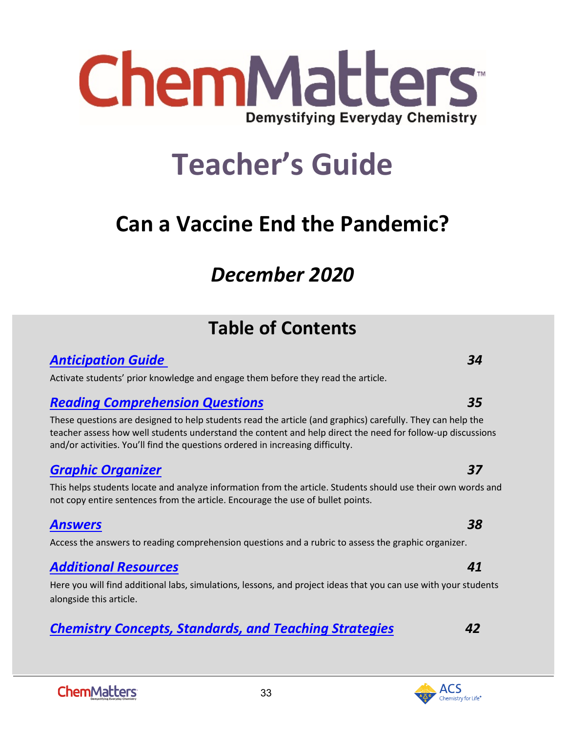# ChemMatters

**Demystifying Everyday Chemistry**

# Teacher's Guide

## Can a Vaccine End the Pandemic?

## *December 2020*

## Table of Contents

### *Anticipation Guide* — *34*

Activate students' prior knowledge and engage them before they read the article.

### *Reading Comprehension Questions* — *35*

These questions are designed to help students read the article (and graphics) carefully. They can help the teacher assess how well students understand the content and help direct the need for follow-up discussions and/or activities. You'll find the questions ordered in increasing difficulty.

### *Graphic Organizer* — *37*

This helps students locate and analyze information from the article. Students should use their own words and not copy entire sentences from the article. Encourage the use of bullet points.

### *Answers* — *38*

Access the answers to reading comprehension questions and a rubric to assess the graphic organizer.

### *Additional Resources* — *41*

Here you will find additional labs, simulations, lessons, and project ideas that you can use with your students alongside this article.

### *Chemistry Concepts, Standards, and Teaching Strategies* — *42*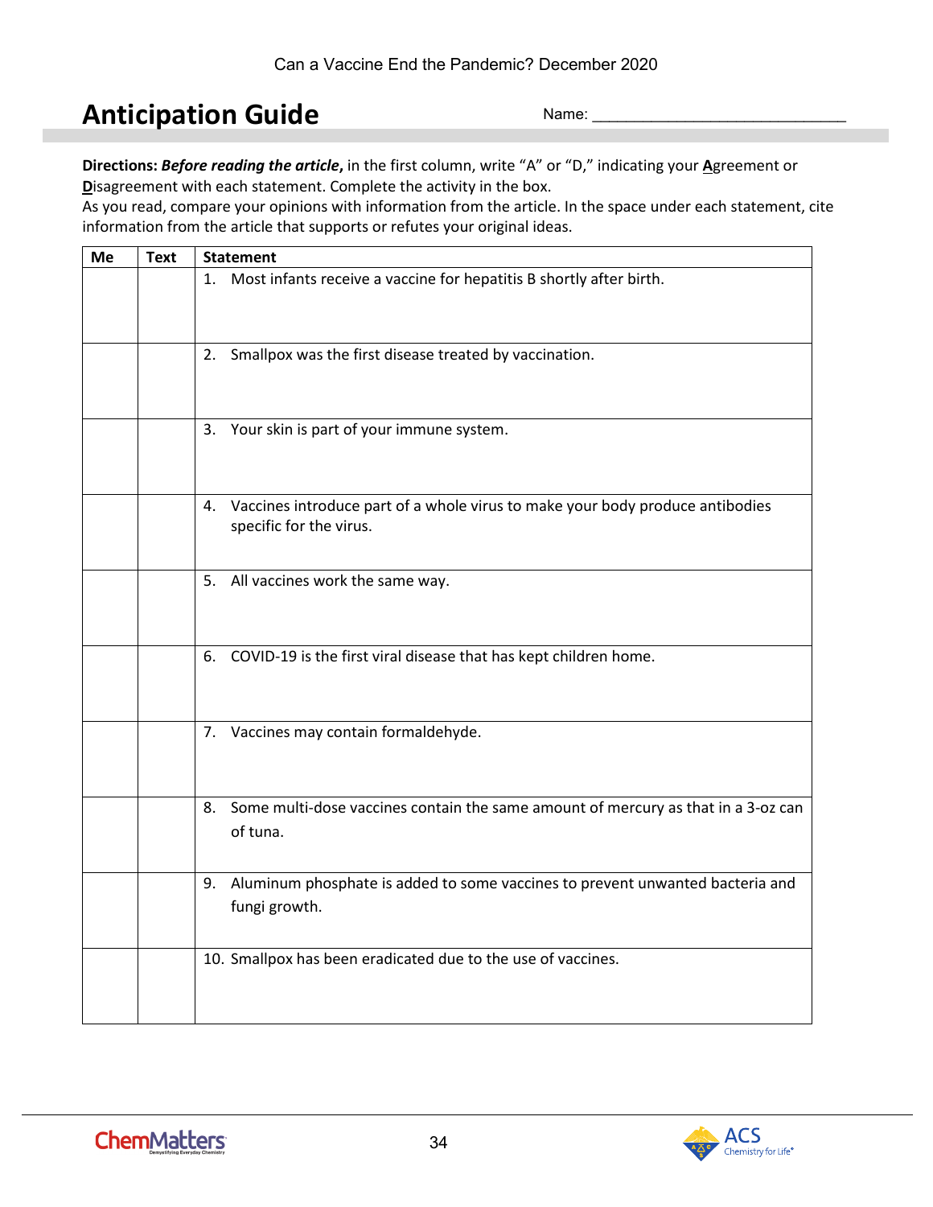## Anticipation Guide

Name: ______________________________

**Directions:** ***Before reading the article***, in the first column, write "A" or "D," indicating your **A**greement or **D**isagreement with each statement. Complete the activity in the box.
As you read, compare your opinions with information from the article. In the space under each statement, cite information from the article that supports or refutes your original ideas.

| Me | Text | Statement |
|---|---|---|
| | | 1. Most infants receive a vaccine for hepatitis B shortly after birth. |
| | | 2. Smallpox was the first disease treated by vaccination. |
| | | 3. Your skin is part of your immune system. |
| | | 4. Vaccines introduce part of a whole virus to make your body produce antibodies specific for the virus. |
| | | 5. All vaccines work the same way. |
| | | 6. COVID-19 is the first viral disease that has kept children home. |
| | | 7. Vaccines may contain formaldehyde. |
| | | 8. Some multi-dose vaccines contain the same amount of mercury as that in a 3-oz can of tuna. |
| | | 9. Aluminum phosphate is added to some vaccines to prevent unwanted bacteria and fungi growth. |
| | | 10. Smallpox has been eradicated due to the use of vaccines. |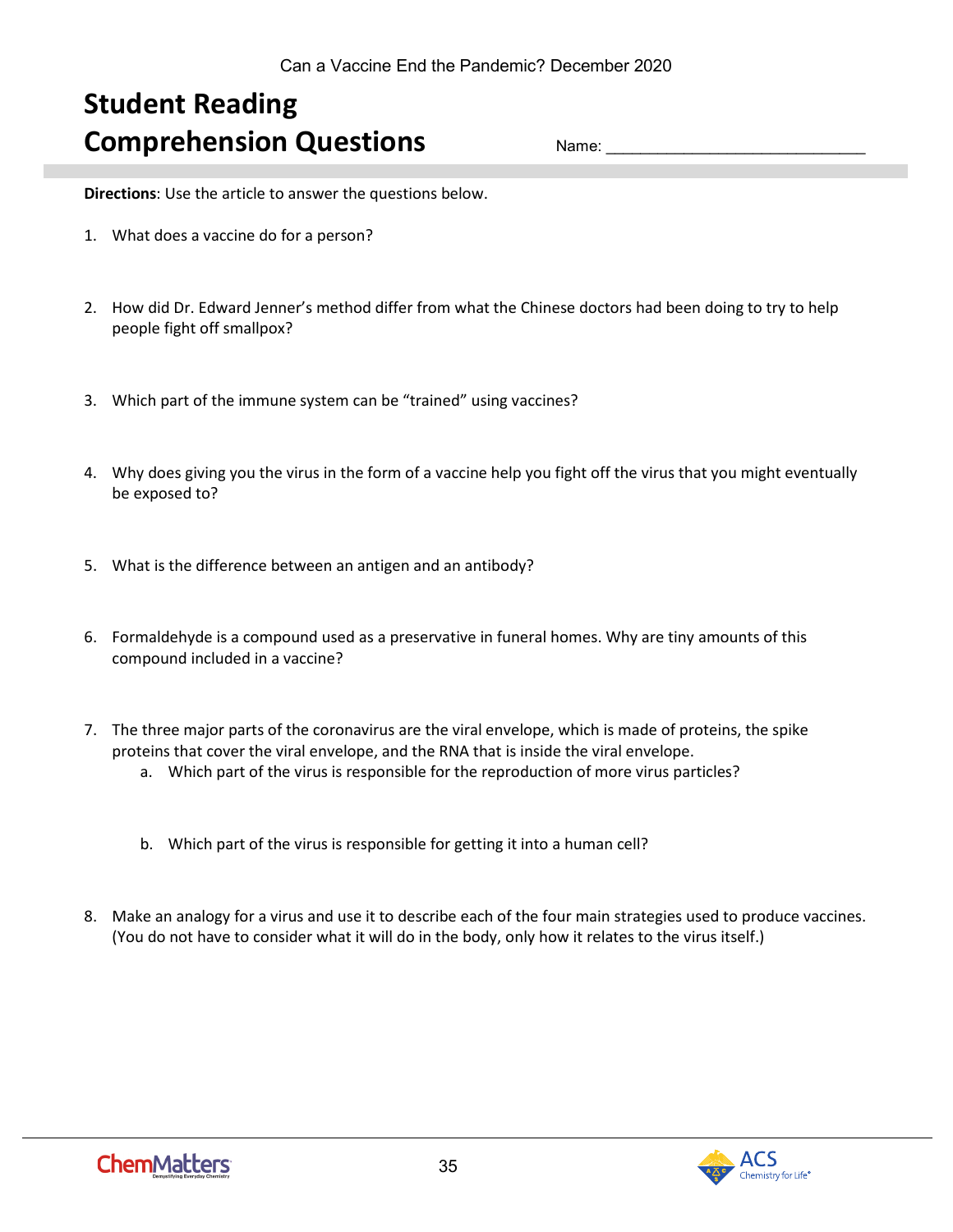# Student Reading Comprehension Questions

Name: ______________________________

**Directions**: Use the article to answer the questions below.

1. What does a vaccine do for a person?

2. How did Dr. Edward Jenner's method differ from what the Chinese doctors had been doing to try to help people fight off smallpox?

3. Which part of the immune system can be "trained" using vaccines?

4. Why does giving you the virus in the form of a vaccine help you fight off the virus that you might eventually be exposed to?

5. What is the difference between an antigen and an antibody?

6. Formaldehyde is a compound used as a preservative in funeral homes. Why are tiny amounts of this compound included in a vaccine?

7. The three major parts of the coronavirus are the viral envelope, which is made of proteins, the spike proteins that cover the viral envelope, and the RNA that is inside the viral envelope.
    a. Which part of the virus is responsible for the reproduction of more virus particles?

    b. Which part of the virus is responsible for getting it into a human cell?

8. Make an analogy for a virus and use it to describe each of the four main strategies used to produce vaccines. (You do not have to consider what it will do in the body, only how it relates to the virus itself.)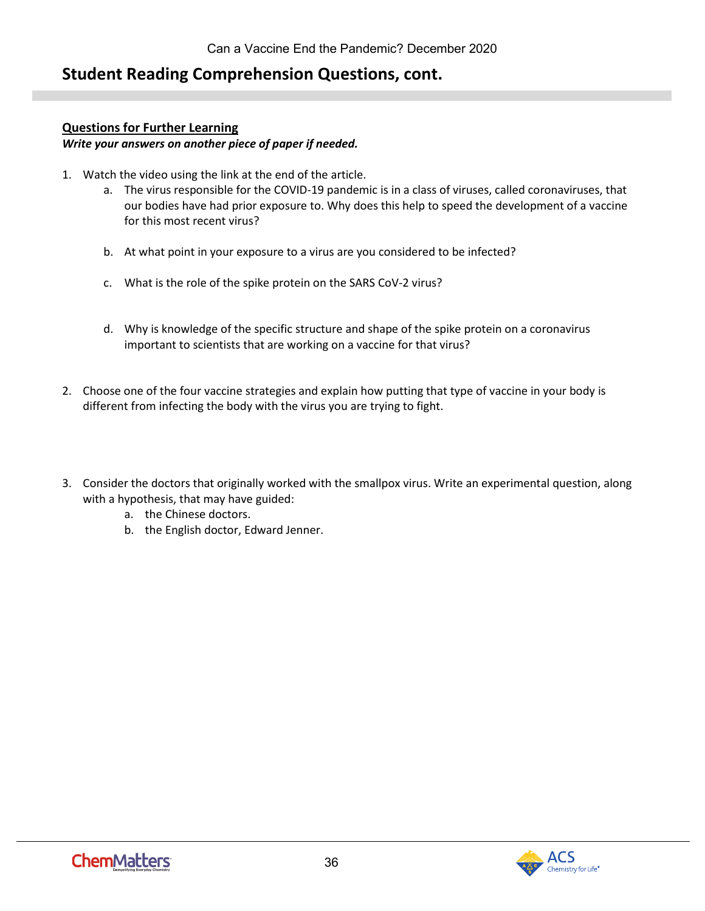## Student Reading Comprehension Questions, cont.

**Questions for Further Learning**

***Write your answers on another piece of paper if needed.***

1. Watch the video using the link at the end of the article.
   a. The virus responsible for the COVID-19 pandemic is in a class of viruses, called coronaviruses, that our bodies have had prior exposure to. Why does this help to speed the development of a vaccine for this most recent virus?
   b. At what point in your exposure to a virus are you considered to be infected?
   c. What is the role of the spike protein on the SARS CoV-2 virus?
   d. Why is knowledge of the specific structure and shape of the spike protein on a coronavirus important to scientists that are working on a vaccine for that virus?

2. Choose one of the four vaccine strategies and explain how putting that type of vaccine in your body is different from infecting the body with the virus you are trying to fight.

3. Consider the doctors that originally worked with the smallpox virus. Write an experimental question, along with a hypothesis, that may have guided:
   a. the Chinese doctors.
   b. the English doctor, Edward Jenner.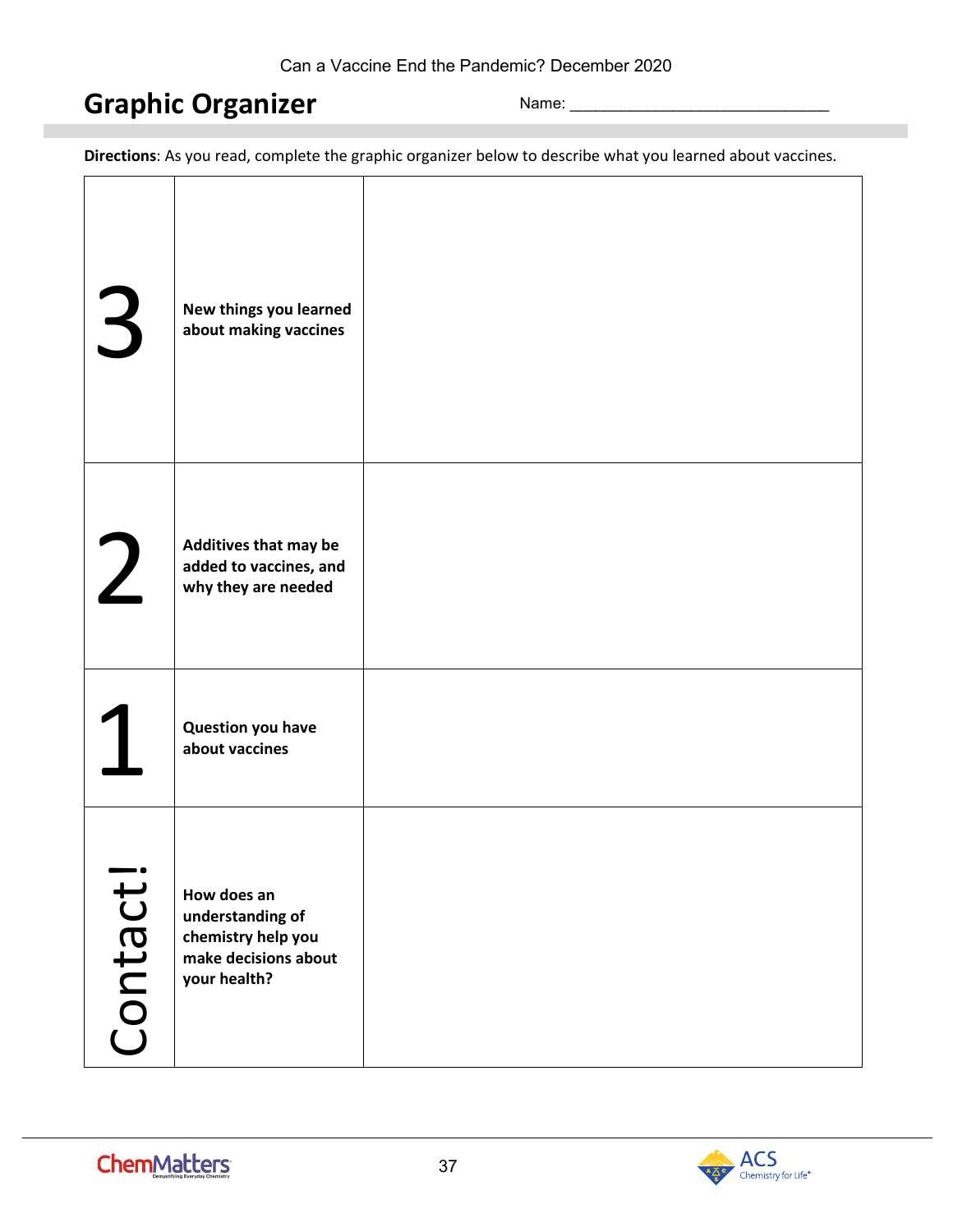Can a Vaccine End the Pandemic? December 2020

# Graphic Organizer

Name: ______________________________

**Directions**: As you read, complete the graphic organizer below to describe what you learned about vaccines.

| | | |
|---|---|---|
| 3 | **New things you learned about making vaccines** | |
| 2 | **Additives that may be added to vaccines, and why they are needed** | |
| 1 | **Question you have about vaccines** | |
| Contact! | **How does an understanding of chemistry help you make decisions about your health?** | |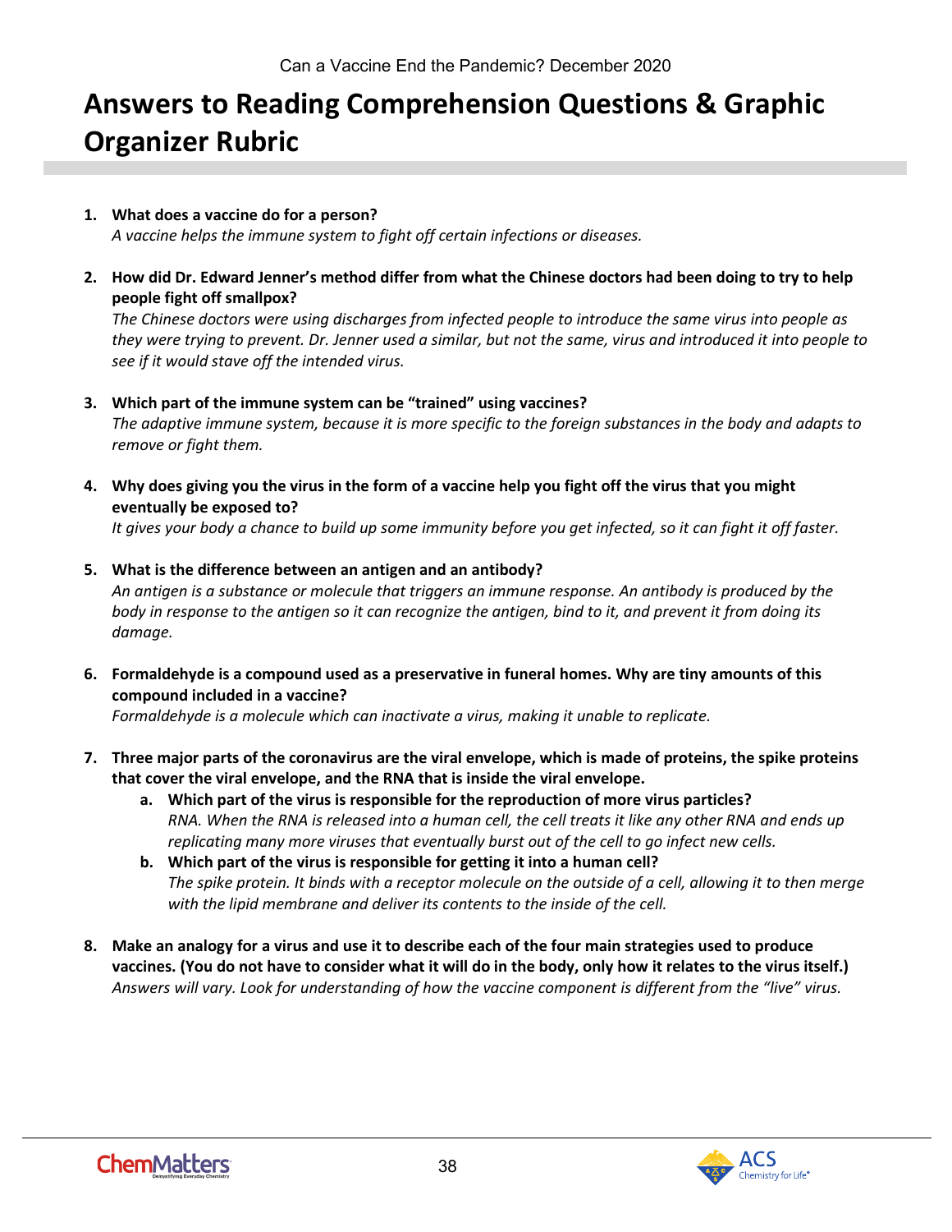# Answers to Reading Comprehension Questions & Graphic Organizer Rubric

1. **What does a vaccine do for a person?**
   *A vaccine helps the immune system to fight off certain infections or diseases.*

2. **How did Dr. Edward Jenner's method differ from what the Chinese doctors had been doing to try to help people fight off smallpox?**
   *The Chinese doctors were using discharges from infected people to introduce the same virus into people as they were trying to prevent. Dr. Jenner used a similar, but not the same, virus and introduced it into people to see if it would stave off the intended virus.*

3. **Which part of the immune system can be "trained" using vaccines?**
   *The adaptive immune system, because it is more specific to the foreign substances in the body and adapts to remove or fight them.*

4. **Why does giving you the virus in the form of a vaccine help you fight off the virus that you might eventually be exposed to?**
   *It gives your body a chance to build up some immunity before you get infected, so it can fight it off faster.*

5. **What is the difference between an antigen and an antibody?**
   *An antigen is a substance or molecule that triggers an immune response. An antibody is produced by the body in response to the antigen so it can recognize the antigen, bind to it, and prevent it from doing its damage.*

6. **Formaldehyde is a compound used as a preservative in funeral homes. Why are tiny amounts of this compound included in a vaccine?**
   *Formaldehyde is a molecule which can inactivate a virus, making it unable to replicate.*

7. **Three major parts of the coronavirus are the viral envelope, which is made of proteins, the spike proteins that cover the viral envelope, and the RNA that is inside the viral envelope.**
   a. **Which part of the virus is responsible for the reproduction of more virus particles?**
      *RNA. When the RNA is released into a human cell, the cell treats it like any other RNA and ends up replicating many more viruses that eventually burst out of the cell to go infect new cells.*
   b. **Which part of the virus is responsible for getting it into a human cell?**
      *The spike protein. It binds with a receptor molecule on the outside of a cell, allowing it to then merge with the lipid membrane and deliver its contents to the inside of the cell.*

8. **Make an analogy for a virus and use it to describe each of the four main strategies used to produce vaccines. (You do not have to consider what it will do in the body, only how it relates to the virus itself.)**
   *Answers will vary. Look for understanding of how the vaccine component is different from the "live" virus.*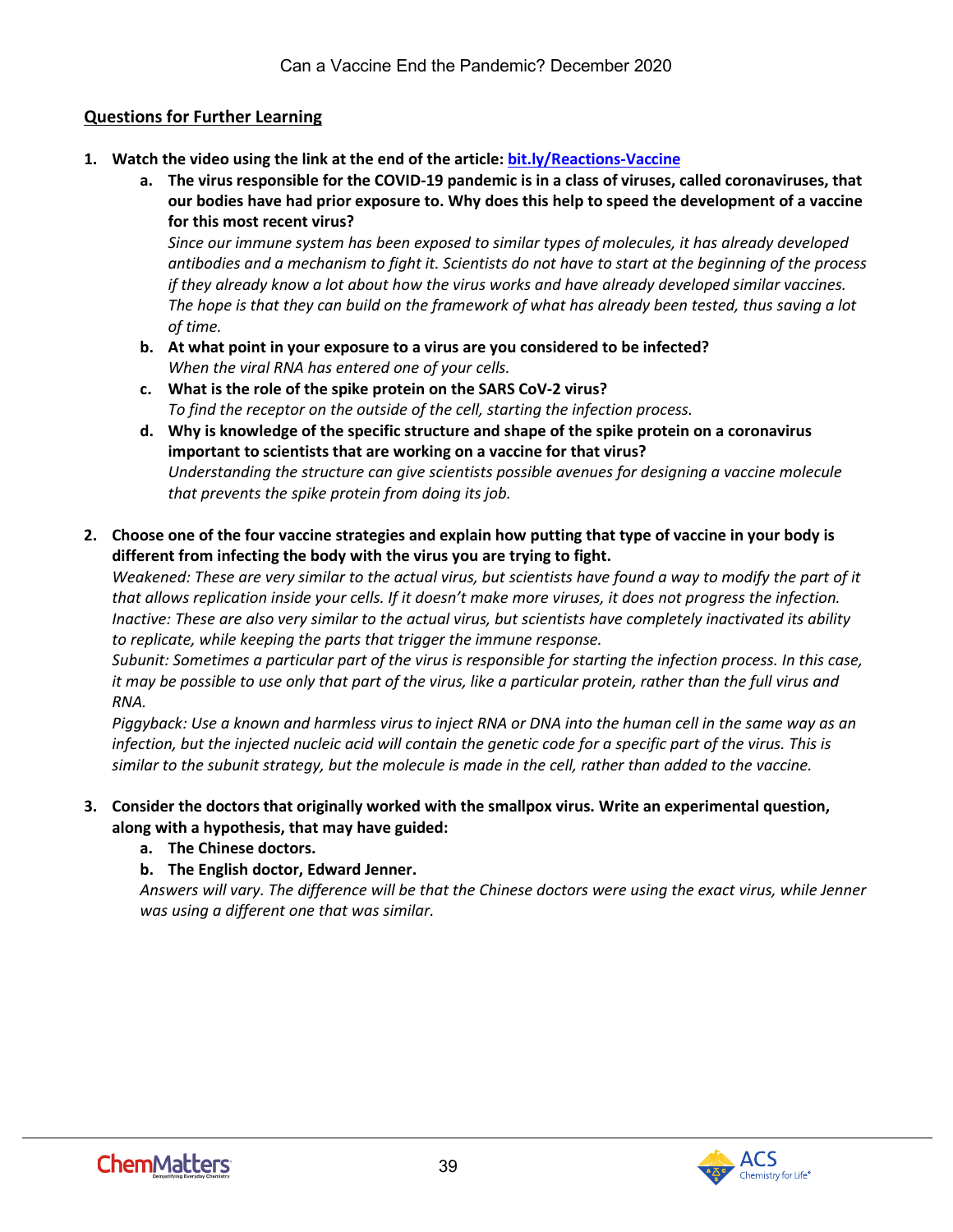## Questions for Further Learning

1. **Watch the video using the link at the end of the article: [bit.ly/Reactions-Vaccine](bit.ly/Reactions-Vaccine)**
   a. **The virus responsible for the COVID-19 pandemic is in a class of viruses, called coronaviruses, that our bodies have had prior exposure to. Why does this help to speed the development of a vaccine for this most recent virus?**
   *Since our immune system has been exposed to similar types of molecules, it has already developed antibodies and a mechanism to fight it. Scientists do not have to start at the beginning of the process if they already know a lot about how the virus works and have already developed similar vaccines. The hope is that they can build on the framework of what has already been tested, thus saving a lot of time.*
   b. **At what point in your exposure to a virus are you considered to be infected?**
   *When the viral RNA has entered one of your cells.*
   c. **What is the role of the spike protein on the SARS CoV-2 virus?**
   *To find the receptor on the outside of the cell, starting the infection process.*
   d. **Why is knowledge of the specific structure and shape of the spike protein on a coronavirus important to scientists that are working on a vaccine for that virus?**
   *Understanding the structure can give scientists possible avenues for designing a vaccine molecule that prevents the spike protein from doing its job.*

2. **Choose one of the four vaccine strategies and explain how putting that type of vaccine in your body is different from infecting the body with the virus you are trying to fight.**
   *Weakened: These are very similar to the actual virus, but scientists have found a way to modify the part of it that allows replication inside your cells. If it doesn't make more viruses, it does not progress the infection.*
   *Inactive: These are also very similar to the actual virus, but scientists have completely inactivated its ability to replicate, while keeping the parts that trigger the immune response.*
   *Subunit: Sometimes a particular part of the virus is responsible for starting the infection process. In this case, it may be possible to use only that part of the virus, like a particular protein, rather than the full virus and RNA.*
   *Piggyback: Use a known and harmless virus to inject RNA or DNA into the human cell in the same way as an infection, but the injected nucleic acid will contain the genetic code for a specific part of the virus. This is similar to the subunit strategy, but the molecule is made in the cell, rather than added to the vaccine.*

3. **Consider the doctors that originally worked with the smallpox virus. Write an experimental question, along with a hypothesis, that may have guided:**
   a. **The Chinese doctors.**
   b. **The English doctor, Edward Jenner.**
   *Answers will vary. The difference will be that the Chinese doctors were using the exact virus, while Jenner was using a different one that was similar.*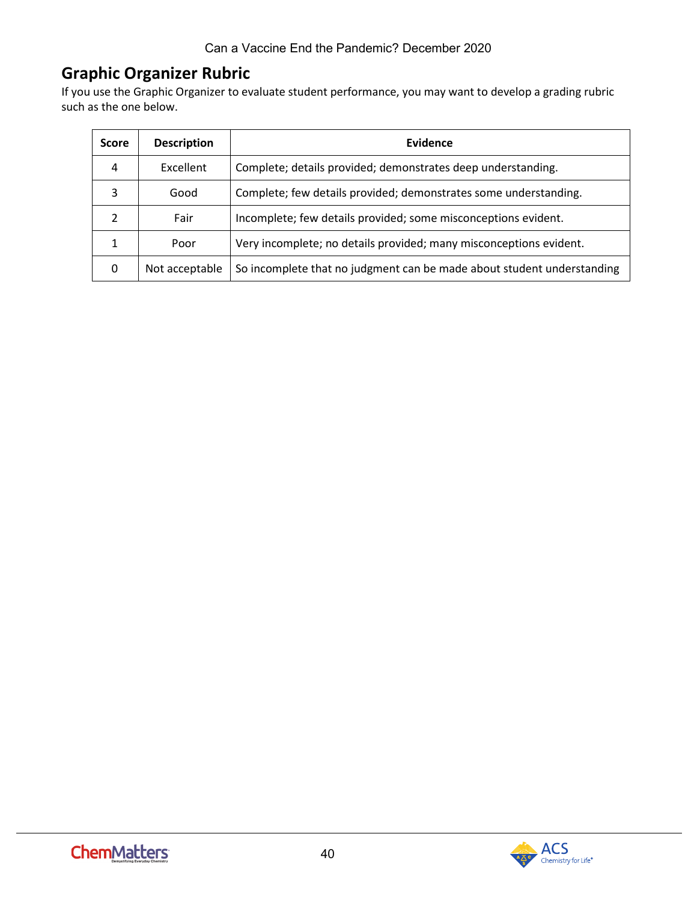## Graphic Organizer Rubric

If you use the Graphic Organizer to evaluate student performance, you may want to develop a grading rubric such as the one below.

| Score | Description | Evidence |
|---|---|---|
| 4 | Excellent | Complete; details provided; demonstrates deep understanding. |
| 3 | Good | Complete; few details provided; demonstrates some understanding. |
| 2 | Fair | Incomplete; few details provided; some misconceptions evident. |
| 1 | Poor | Very incomplete; no details provided; many misconceptions evident. |
| 0 | Not acceptable | So incomplete that no judgment can be made about student understanding |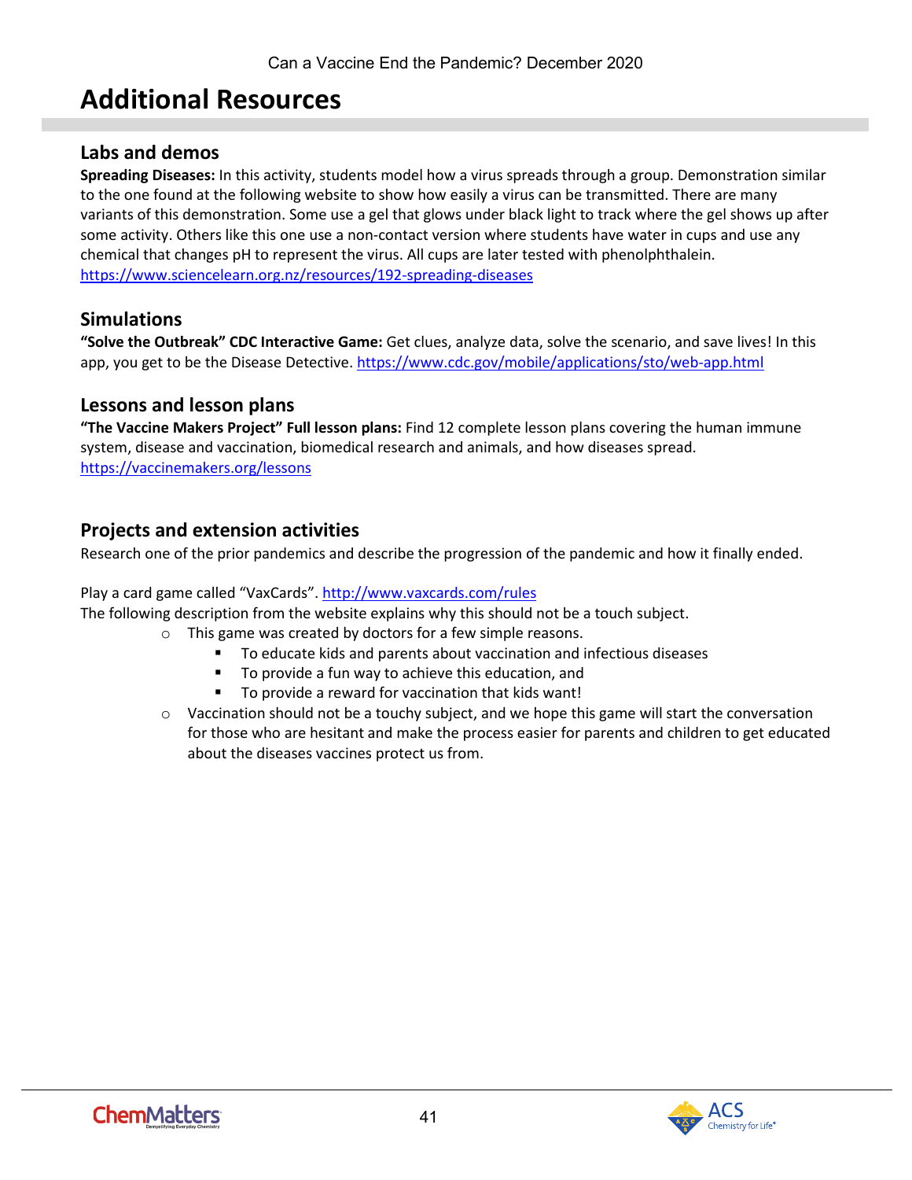# Additional Resources

## Labs and demos

**Spreading Diseases:** In this activity, students model how a virus spreads through a group. Demonstration similar to the one found at the following website to show how easily a virus can be transmitted. There are many variants of this demonstration. Some use a gel that glows under black light to track where the gel shows up after some activity. Others like this one use a non-contact version where students have water in cups and use any chemical that changes pH to represent the virus. All cups are later tested with phenolphthalein.
https://www.sciencelearn.org.nz/resources/192-spreading-diseases

## Simulations

**"Solve the Outbreak" CDC Interactive Game:** Get clues, analyze data, solve the scenario, and save lives! In this app, you get to be the Disease Detective. https://www.cdc.gov/mobile/applications/sto/web-app.html

## Lessons and lesson plans

**"The Vaccine Makers Project" Full lesson plans:** Find 12 complete lesson plans covering the human immune system, disease and vaccination, biomedical research and animals, and how diseases spread.
https://vaccinemakers.org/lessons

## Projects and extension activities

Research one of the prior pandemics and describe the progression of the pandemic and how it finally ended.

Play a card game called "VaxCards". http://www.vaxcards.com/rules
The following description from the website explains why this should not be a touch subject.

- This game was created by doctors for a few simple reasons.
  - To educate kids and parents about vaccination and infectious diseases
  - To provide a fun way to achieve this education, and
  - To provide a reward for vaccination that kids want!
- Vaccination should not be a touchy subject, and we hope this game will start the conversation for those who are hesitant and make the process easier for parents and children to get educated about the diseases vaccines protect us from.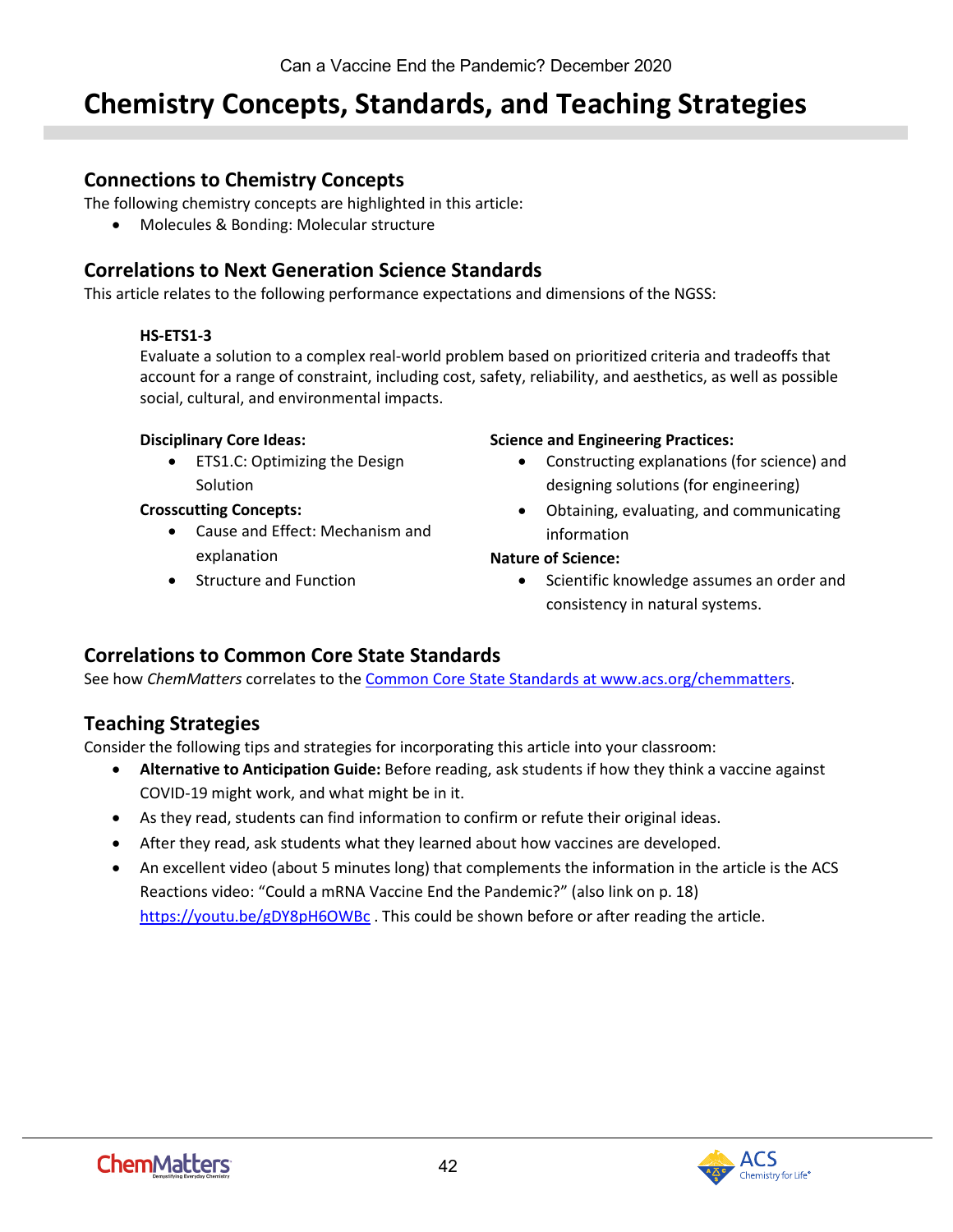# Chemistry Concepts, Standards, and Teaching Strategies

## Connections to Chemistry Concepts

The following chemistry concepts are highlighted in this article:

- Molecules & Bonding: Molecular structure

## Correlations to Next Generation Science Standards

This article relates to the following performance expectations and dimensions of the NGSS:

**HS-ETS1-3**

Evaluate a solution to a complex real-world problem based on prioritized criteria and tradeoffs that account for a range of constraint, including cost, safety, reliability, and aesthetics, as well as possible social, cultural, and environmental impacts.

**Disciplinary Core Ideas:**

- ETS1.C: Optimizing the Design Solution

**Crosscutting Concepts:**

- Cause and Effect: Mechanism and explanation
- Structure and Function

**Science and Engineering Practices:**

- Constructing explanations (for science) and designing solutions (for engineering)
- Obtaining, evaluating, and communicating information

**Nature of Science:**

- Scientific knowledge assumes an order and consistency in natural systems.

## Correlations to Common Core State Standards

See how *ChemMatters* correlates to the Common Core State Standards at www.acs.org/chemmatters.

## Teaching Strategies

Consider the following tips and strategies for incorporating this article into your classroom:

- **Alternative to Anticipation Guide:** Before reading, ask students if how they think a vaccine against COVID-19 might work, and what might be in it.
- As they read, students can find information to confirm or refute their original ideas.
- After they read, ask students what they learned about how vaccines are developed.
- An excellent video (about 5 minutes long) that complements the information in the article is the ACS Reactions video: "Could a mRNA Vaccine End the Pandemic?" (also link on p. 18) https://youtu.be/gDY8pH6OWBc . This could be shown before or after reading the article.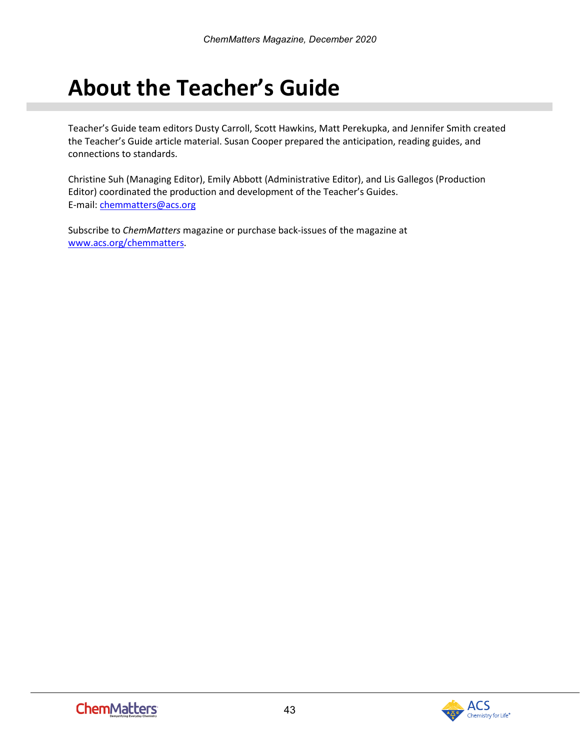# About the Teacher's Guide

Teacher's Guide team editors Dusty Carroll, Scott Hawkins, Matt Perekupka, and Jennifer Smith created the Teacher's Guide article material. Susan Cooper prepared the anticipation, reading guides, and connections to standards.

Christine Suh (Managing Editor), Emily Abbott (Administrative Editor), and Lis Gallegos (Production Editor) coordinated the production and development of the Teacher's Guides.
E-mail: chemmatters@acs.org

Subscribe to *ChemMatters* magazine or purchase back-issues of the magazine at www.acs.org/chemmatters.